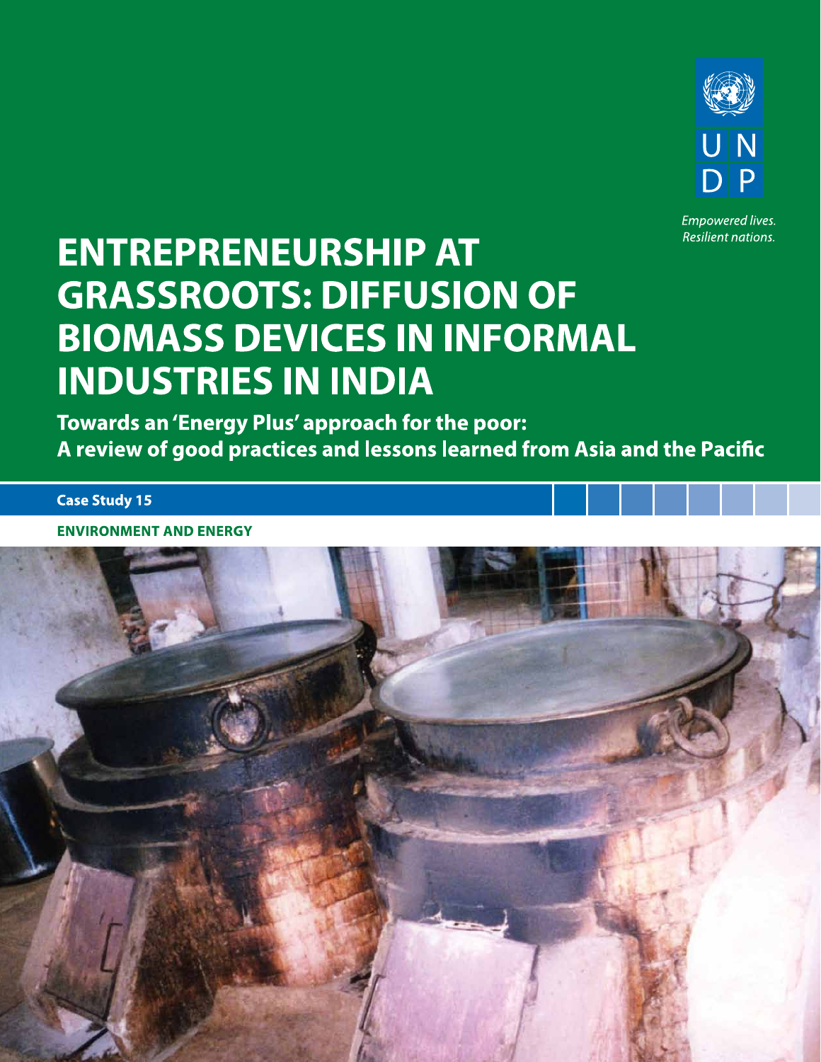UNDP

*Empowered lives. Resilient nations.*

# ENTREPRENEURSHIP AT GRASSROOTS: DIFFUSION OF BIOMASS DEVICES IN INFORMAL INDUSTRIES IN INDIA

## Towards an 'Energy Plus' approach for the poor: A review of good practices and lessons learned from Asia and the Pacific

**Case Study 15**

**ENVIRONMENT AND ENERGY**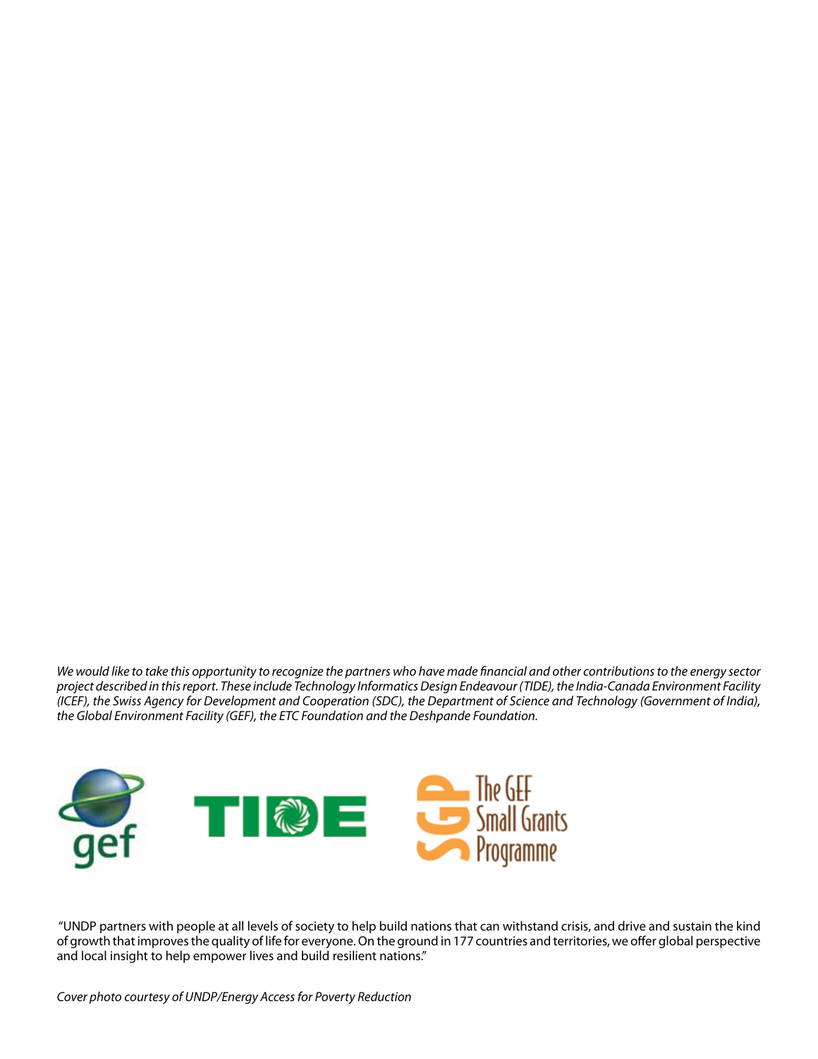*We would like to take this opportunity to recognize the partners who have made financial and other contributions to the energy sector project described in this report. These include Technology Informatics Design Endeavour (TIDE), the India-Canada Environment Facility (ICEF), the Swiss Agency for Development and Cooperation (SDC), the Department of Science and Technology (Government of India), the Global Environment Facility (GEF), the ETC Foundation and the Deshpande Foundation.*

"UNDP partners with people at all levels of society to help build nations that can withstand crisis, and drive and sustain the kind of growth that improves the quality of life for everyone. On the ground in 177 countries and territories, we offer global perspective and local insight to help empower lives and build resilient nations."

*Cover photo courtesy of UNDP/Energy Access for Poverty Reduction*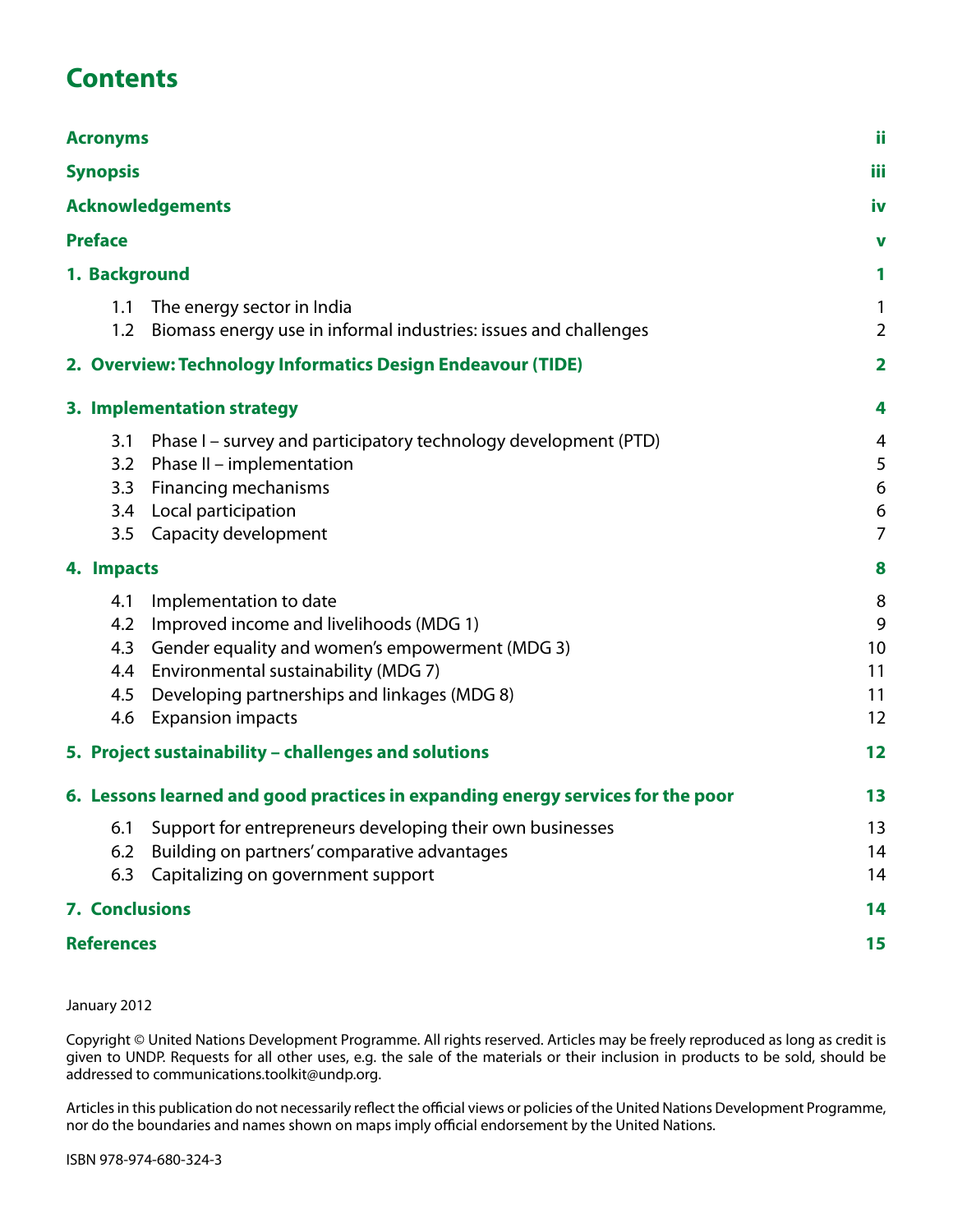# Contents

| | |
|---|---|
| **Acronyms** | **ii** |
| **Synopsis** | **iii** |
| **Acknowledgements** | **iv** |
| **Preface** | **v** |
| **1. Background** | **1** |
| 1.1 The energy sector in India | 1 |
| 1.2 Biomass energy use in informal industries: issues and challenges | 2 |
| **2. Overview: Technology Informatics Design Endeavour (TIDE)** | **2** |
| **3. Implementation strategy** | **4** |
| 3.1 Phase I – survey and participatory technology development (PTD) | 4 |
| 3.2 Phase II – implementation | 5 |
| 3.3 Financing mechanisms | 6 |
| 3.4 Local participation | 6 |
| 3.5 Capacity development | 7 |
| **4. Impacts** | **8** |
| 4.1 Implementation to date | 8 |
| 4.2 Improved income and livelihoods (MDG 1) | 9 |
| 4.3 Gender equality and women's empowerment (MDG 3) | 10 |
| 4.4 Environmental sustainability (MDG 7) | 11 |
| 4.5 Developing partnerships and linkages (MDG 8) | 11 |
| 4.6 Expansion impacts | 12 |
| **5. Project sustainability – challenges and solutions** | **12** |
| **6. Lessons learned and good practices in expanding energy services for the poor** | **13** |
| 6.1 Support for entrepreneurs developing their own businesses | 13 |
| 6.2 Building on partners' comparative advantages | 14 |
| 6.3 Capitalizing on government support | 14 |
| **7. Conclusions** | **14** |
| **References** | **15** |

January 2012

Copyright © United Nations Development Programme. All rights reserved. Articles may be freely reproduced as long as credit is given to UNDP. Requests for all other uses, e.g. the sale of the materials or their inclusion in products to be sold, should be addressed to communications.toolkit@undp.org.

Articles in this publication do not necessarily reflect the official views or policies of the United Nations Development Programme, nor do the boundaries and names shown on maps imply official endorsement by the United Nations.

ISBN 978-974-680-324-3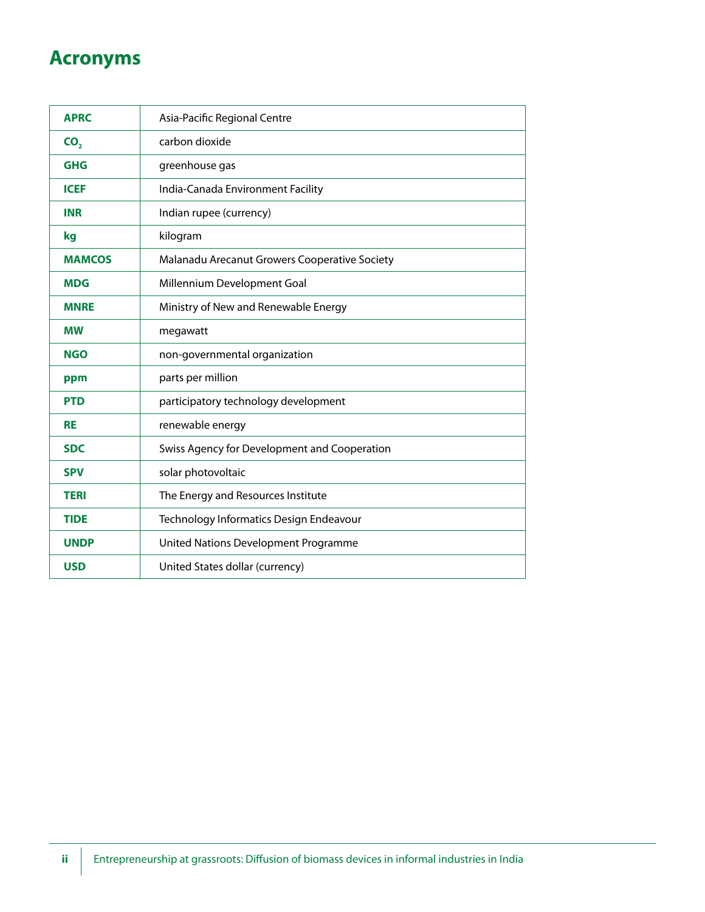# Acronyms

| | |
|---|---|
| **APRC** | Asia-Pacific Regional Centre |
| **$CO_2$** | carbon dioxide |
| **GHG** | greenhouse gas |
| **ICEF** | India-Canada Environment Facility |
| **INR** | Indian rupee (currency) |
| **kg** | kilogram |
| **MAMCOS** | Malanadu Arecanut Growers Cooperative Society |
| **MDG** | Millennium Development Goal |
| **MNRE** | Ministry of New and Renewable Energy |
| **MW** | megawatt |
| **NGO** | non-governmental organization |
| **ppm** | parts per million |
| **PTD** | participatory technology development |
| **RE** | renewable energy |
| **SDC** | Swiss Agency for Development and Cooperation |
| **SPV** | solar photovoltaic |
| **TERI** | The Energy and Resources Institute |
| **TIDE** | Technology Informatics Design Endeavour |
| **UNDP** | United Nations Development Programme |
| **USD** | United States dollar (currency) |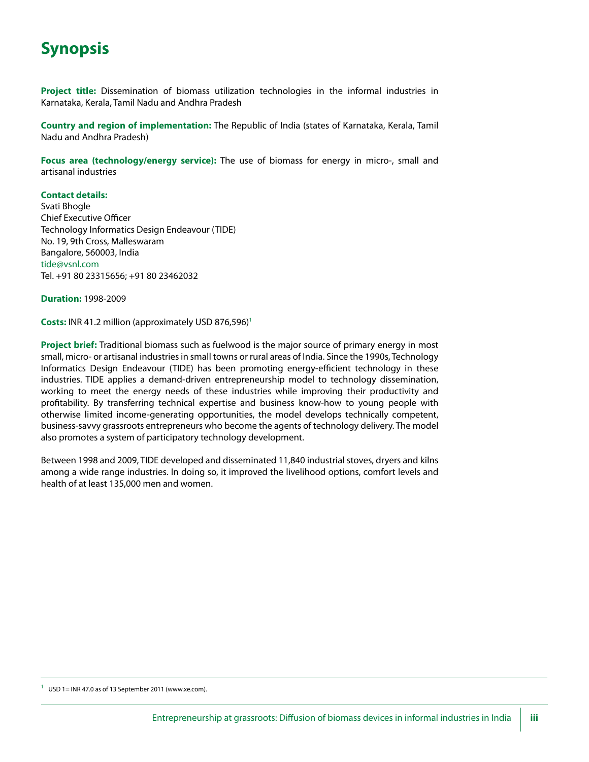# Synopsis

**Project title:** Dissemination of biomass utilization technologies in the informal industries in Karnataka, Kerala, Tamil Nadu and Andhra Pradesh

**Country and region of implementation:** The Republic of India (states of Karnataka, Kerala, Tamil Nadu and Andhra Pradesh)

**Focus area (technology/energy service):** The use of biomass for energy in micro-, small and artisanal industries

**Contact details:**
Svati Bhogle
Chief Executive Officer
Technology Informatics Design Endeavour (TIDE)
No. 19, 9th Cross, Malleswaram
Bangalore, 560003, India
tide@vsnl.com
Tel. +91 80 23315656; +91 80 23462032

**Duration:** 1998-2009

**Costs:** INR 41.2 million (approximately USD 876,596)[1]

**Project brief:** Traditional biomass such as fuelwood is the major source of primary energy in most small, micro- or artisanal industries in small towns or rural areas of India. Since the 1990s, Technology Informatics Design Endeavour (TIDE) has been promoting energy-efficient technology in these industries. TIDE applies a demand-driven entrepreneurship model to technology dissemination, working to meet the energy needs of these industries while improving their productivity and profitability. By transferring technical expertise and business know-how to young people with otherwise limited income-generating opportunities, the model develops technically competent, business-savvy grassroots entrepreneurs who become the agents of technology delivery. The model also promotes a system of participatory technology development.

Between 1998 and 2009, TIDE developed and disseminated 11,840 industrial stoves, dryers and kilns among a wide range industries. In doing so, it improved the livelihood options, comfort levels and health of at least 135,000 men and women.

---

[1] USD 1= INR 47.0 as of 13 September 2011 (www.xe.com).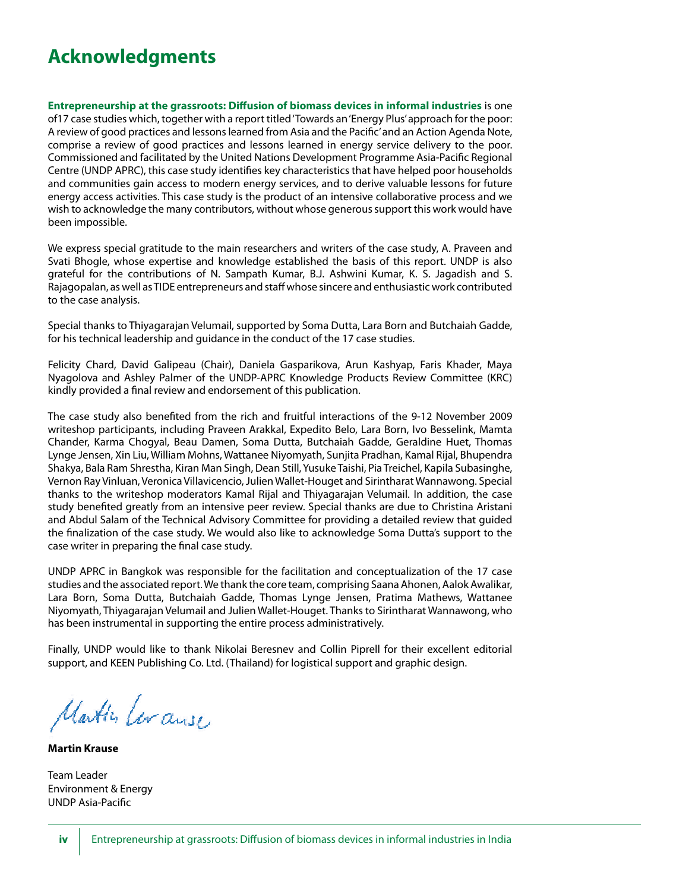# Acknowledgments

**Entrepreneurship at the grassroots: Diffusion of biomass devices in informal industries** is one of17 case studies which, together with a report titled 'Towards an 'Energy Plus' approach for the poor: A review of good practices and lessons learned from Asia and the Pacific' and an Action Agenda Note, comprise a review of good practices and lessons learned in energy service delivery to the poor. Commissioned and facilitated by the United Nations Development Programme Asia-Pacific Regional Centre (UNDP APRC), this case study identifies key characteristics that have helped poor households and communities gain access to modern energy services, and to derive valuable lessons for future energy access activities. This case study is the product of an intensive collaborative process and we wish to acknowledge the many contributors, without whose generous support this work would have been impossible.

We express special gratitude to the main researchers and writers of the case study, A. Praveen and Svati Bhogle, whose expertise and knowledge established the basis of this report. UNDP is also grateful for the contributions of N. Sampath Kumar, B.J. Ashwini Kumar, K. S. Jagadish and S. Rajagopalan, as well as TIDE entrepreneurs and staff whose sincere and enthusiastic work contributed to the case analysis.

Special thanks to Thiyagarajan Velumail, supported by Soma Dutta, Lara Born and Butchaiah Gadde, for his technical leadership and guidance in the conduct of the 17 case studies.

Felicity Chard, David Galipeau (Chair), Daniela Gasparikova, Arun Kashyap, Faris Khader, Maya Nyagolova and Ashley Palmer of the UNDP-APRC Knowledge Products Review Committee (KRC) kindly provided a final review and endorsement of this publication.

The case study also benefited from the rich and fruitful interactions of the 9-12 November 2009 writeshop participants, including Praveen Arakkal, Expedito Belo, Lara Born, Ivo Besselink, Mamta Chander, Karma Chogyal, Beau Damen, Soma Dutta, Butchaiah Gadde, Geraldine Huet, Thomas Lynge Jensen, Xin Liu, William Mohns, Wattanee Niyomyath, Sunjita Pradhan, Kamal Rijal, Bhupendra Shakya, Bala Ram Shrestha, Kiran Man Singh, Dean Still, Yusuke Taishi, Pia Treichel, Kapila Subasinghe, Vernon Ray Vinluan, Veronica Villavicencio, Julien Wallet-Houget and Sirintharat Wannawong. Special thanks to the writeshop moderators Kamal Rijal and Thiyagarajan Velumail. In addition, the case study benefited greatly from an intensive peer review. Special thanks are due to Christina Aristani and Abdul Salam of the Technical Advisory Committee for providing a detailed review that guided the finalization of the case study. We would also like to acknowledge Soma Dutta's support to the case writer in preparing the final case study.

UNDP APRC in Bangkok was responsible for the facilitation and conceptualization of the 17 case studies and the associated report. We thank the core team, comprising Saana Ahonen, Aalok Awalikar, Lara Born, Soma Dutta, Butchaiah Gadde, Thomas Lynge Jensen, Pratima Mathews, Wattanee Niyomyath, Thiyagarajan Velumail and Julien Wallet-Houget. Thanks to Sirintharat Wannawong, who has been instrumental in supporting the entire process administratively.

Finally, UNDP would like to thank Nikolai Beresnev and Collin Piprell for their excellent editorial support, and KEEN Publishing Co. Ltd. (Thailand) for logistical support and graphic design.

**Martin Krause**

Team Leader
Environment & Energy
UNDP Asia-Pacific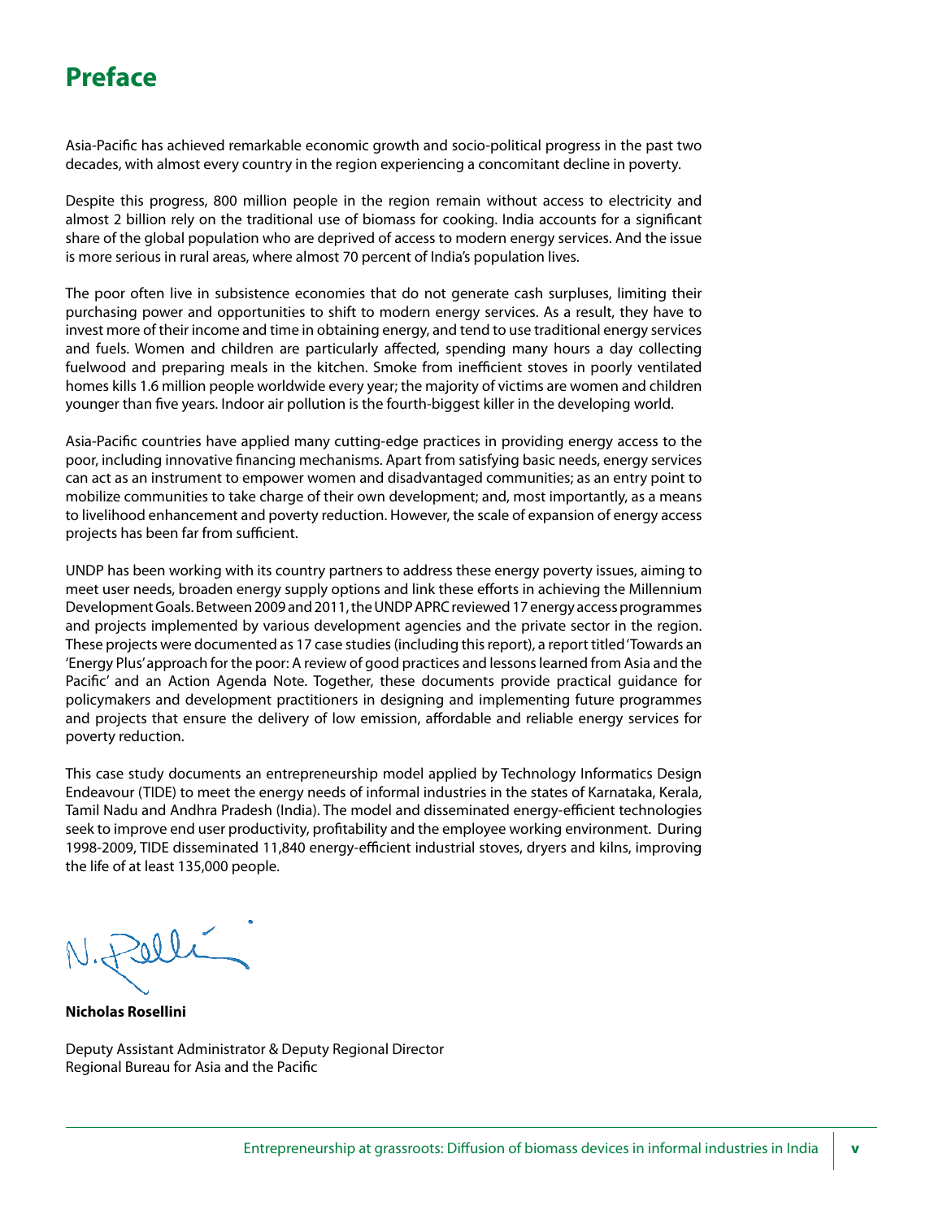# Preface

Asia-Pacific has achieved remarkable economic growth and socio-political progress in the past two decades, with almost every country in the region experiencing a concomitant decline in poverty.

Despite this progress, 800 million people in the region remain without access to electricity and almost 2 billion rely on the traditional use of biomass for cooking. India accounts for a significant share of the global population who are deprived of access to modern energy services. And the issue is more serious in rural areas, where almost 70 percent of India's population lives.

The poor often live in subsistence economies that do not generate cash surpluses, limiting their purchasing power and opportunities to shift to modern energy services. As a result, they have to invest more of their income and time in obtaining energy, and tend to use traditional energy services and fuels. Women and children are particularly affected, spending many hours a day collecting fuelwood and preparing meals in the kitchen. Smoke from inefficient stoves in poorly ventilated homes kills 1.6 million people worldwide every year; the majority of victims are women and children younger than five years. Indoor air pollution is the fourth-biggest killer in the developing world.

Asia-Pacific countries have applied many cutting-edge practices in providing energy access to the poor, including innovative financing mechanisms. Apart from satisfying basic needs, energy services can act as an instrument to empower women and disadvantaged communities; as an entry point to mobilize communities to take charge of their own development; and, most importantly, as a means to livelihood enhancement and poverty reduction. However, the scale of expansion of energy access projects has been far from sufficient.

UNDP has been working with its country partners to address these energy poverty issues, aiming to meet user needs, broaden energy supply options and link these efforts in achieving the Millennium Development Goals. Between 2009 and 2011, the UNDP APRC reviewed 17 energy access programmes and projects implemented by various development agencies and the private sector in the region. These projects were documented as 17 case studies (including this report), a report titled 'Towards an 'Energy Plus' approach for the poor: A review of good practices and lessons learned from Asia and the Pacific' and an Action Agenda Note. Together, these documents provide practical guidance for policymakers and development practitioners in designing and implementing future programmes and projects that ensure the delivery of low emission, affordable and reliable energy services for poverty reduction.

This case study documents an entrepreneurship model applied by Technology Informatics Design Endeavour (TIDE) to meet the energy needs of informal industries in the states of Karnataka, Kerala, Tamil Nadu and Andhra Pradesh (India). The model and disseminated energy-efficient technologies seek to improve end user productivity, profitability and the employee working environment. During 1998-2009, TIDE disseminated 11,840 energy-efficient industrial stoves, dryers and kilns, improving the life of at least 135,000 people.

**Nicholas Rosellini**

Deputy Assistant Administrator & Deputy Regional Director
Regional Bureau for Asia and the Pacific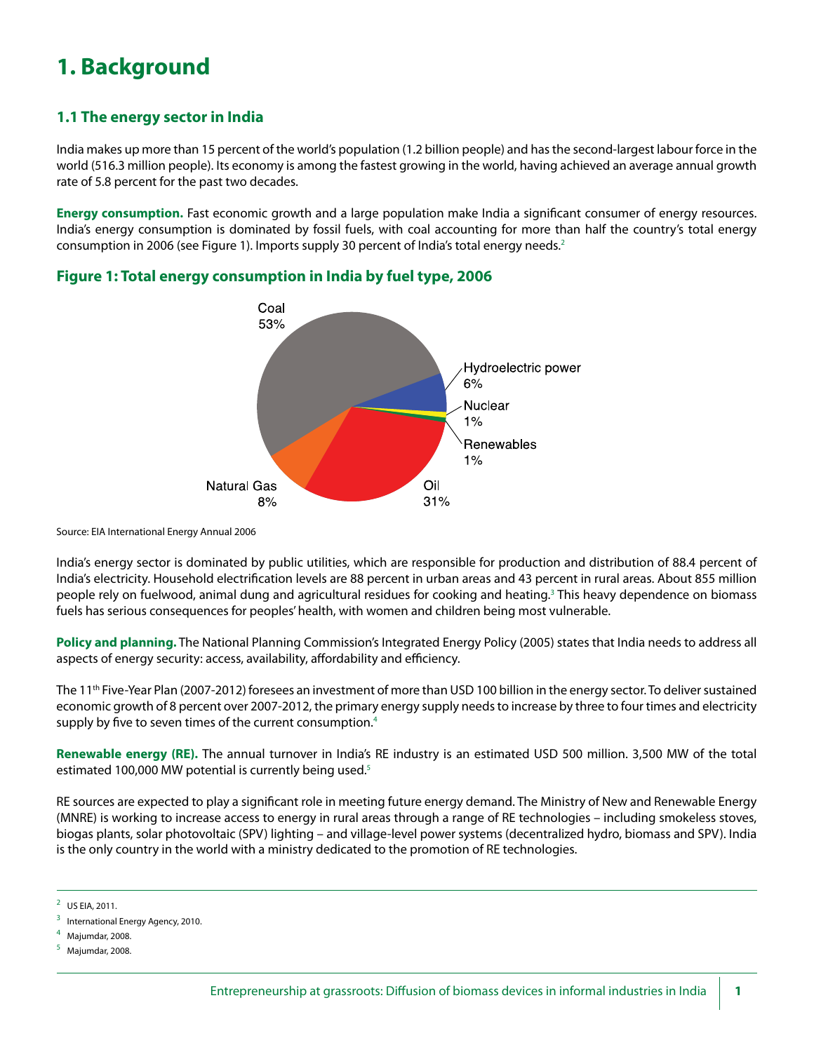# 1. Background

## 1.1 The energy sector in India

India makes up more than 15 percent of the world's population (1.2 billion people) and has the second-largest labour force in the world (516.3 million people). Its economy is among the fastest growing in the world, having achieved an average annual growth rate of 5.8 percent for the past two decades.

**Energy consumption.** Fast economic growth and a large population make India a significant consumer of energy resources. India's energy consumption is dominated by fossil fuels, with coal accounting for more than half the country's total energy consumption in 2006 (see Figure 1). Imports supply 30 percent of India's total energy needs.[2]

### Figure 1: Total energy consumption in India by fuel type, 2006

Coal 53%
Hydroelectric power 6%
Nuclear 1%
Renewables 1%
Oil 31%
Natural Gas 8%

Source: EIA International Energy Annual 2006

India's energy sector is dominated by public utilities, which are responsible for production and distribution of 88.4 percent of India's electricity. Household electrification levels are 88 percent in urban areas and 43 percent in rural areas. About 855 million people rely on fuelwood, animal dung and agricultural residues for cooking and heating.[3] This heavy dependence on biomass fuels has serious consequences for peoples' health, with women and children being most vulnerable.

**Policy and planning.** The National Planning Commission's Integrated Energy Policy (2005) states that India needs to address all aspects of energy security: access, availability, affordability and efficiency.

The 11th Five-Year Plan (2007-2012) foresees an investment of more than USD 100 billion in the energy sector. To deliver sustained economic growth of 8 percent over 2007-2012, the primary energy supply needs to increase by three to four times and electricity supply by five to seven times of the current consumption.[4]

**Renewable energy (RE).** The annual turnover in India's RE industry is an estimated USD 500 million. 3,500 MW of the total estimated 100,000 MW potential is currently being used.[5]

RE sources are expected to play a significant role in meeting future energy demand. The Ministry of New and Renewable Energy (MNRE) is working to increase access to energy in rural areas through a range of RE technologies – including smokeless stoves, biogas plants, solar photovoltaic (SPV) lighting – and village-level power systems (decentralized hydro, biomass and SPV). India is the only country in the world with a ministry dedicated to the promotion of RE technologies.

---

[2] US EIA, 2011.

[3] International Energy Agency, 2010.

[4] Majumdar, 2008.

[5] Majumdar, 2008.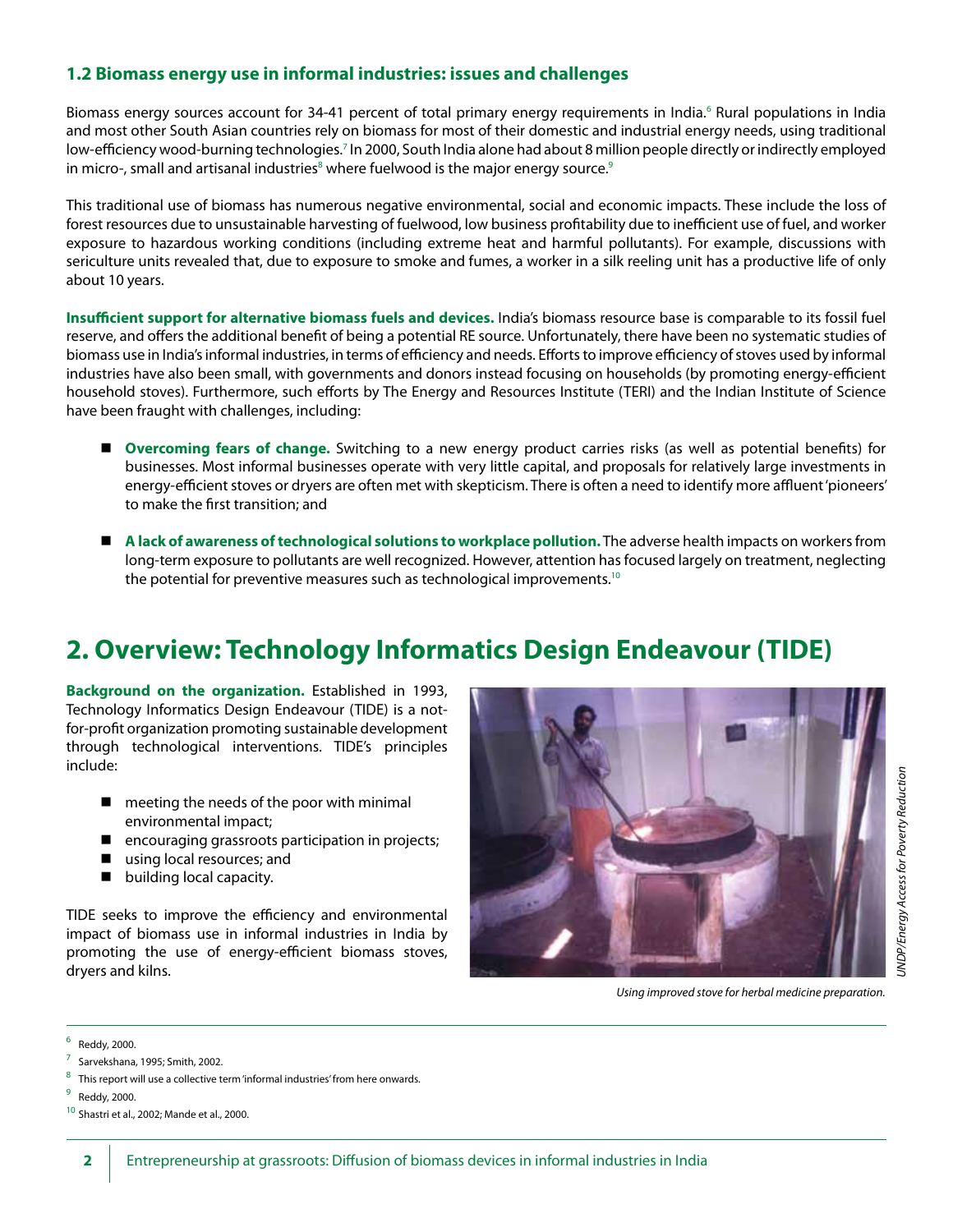### 1.2 Biomass energy use in informal industries: issues and challenges

Biomass energy sources account for 34-41 percent of total primary energy requirements in India.[6] Rural populations in India and most other South Asian countries rely on biomass for most of their domestic and industrial energy needs, using traditional low-efficiency wood-burning technologies.[7] In 2000, South India alone had about 8 million people directly or indirectly employed in micro-, small and artisanal industries[8] where fuelwood is the major energy source.[9]

This traditional use of biomass has numerous negative environmental, social and economic impacts. These include the loss of forest resources due to unsustainable harvesting of fuelwood, low business profitability due to inefficient use of fuel, and worker exposure to hazardous working conditions (including extreme heat and harmful pollutants). For example, discussions with sericulture units revealed that, due to exposure to smoke and fumes, a worker in a silk reeling unit has a productive life of only about 10 years.

**Insufficient support for alternative biomass fuels and devices.** India's biomass resource base is comparable to its fossil fuel reserve, and offers the additional benefit of being a potential RE source. Unfortunately, there have been no systematic studies of biomass use in India's informal industries, in terms of efficiency and needs. Efforts to improve efficiency of stoves used by informal industries have also been small, with governments and donors instead focusing on households (by promoting energy-efficient household stoves). Furthermore, such efforts by The Energy and Resources Institute (TERI) and the Indian Institute of Science have been fraught with challenges, including:

- **Overcoming fears of change.** Switching to a new energy product carries risks (as well as potential benefits) for businesses. Most informal businesses operate with very little capital, and proposals for relatively large investments in energy-efficient stoves or dryers are often met with skepticism. There is often a need to identify more affluent 'pioneers' to make the first transition; and
- **A lack of awareness of technological solutions to workplace pollution.** The adverse health impacts on workers from long-term exposure to pollutants are well recognized. However, attention has focused largely on treatment, neglecting the potential for preventive measures such as technological improvements.[10]

# 2. Overview: Technology Informatics Design Endeavour (TIDE)

**Background on the organization.** Established in 1993, Technology Informatics Design Endeavour (TIDE) is a not-for-profit organization promoting sustainable development through technological interventions. TIDE's principles include:

- meeting the needs of the poor with minimal environmental impact;
- encouraging grassroots participation in projects;
- using local resources; and
- building local capacity.

TIDE seeks to improve the efficiency and environmental impact of biomass use in informal industries in India by promoting the use of energy-efficient biomass stoves, dryers and kilns.

*Using improved stove for herbal medicine preparation.*

---

[6] Reddy, 2000.

[7] Sarvekshana, 1995; Smith, 2002.

[8] This report will use a collective term 'informal industries' from here onwards.

[9] Reddy, 2000.

[10] Shastri et al., 2002; Mande et al., 2000.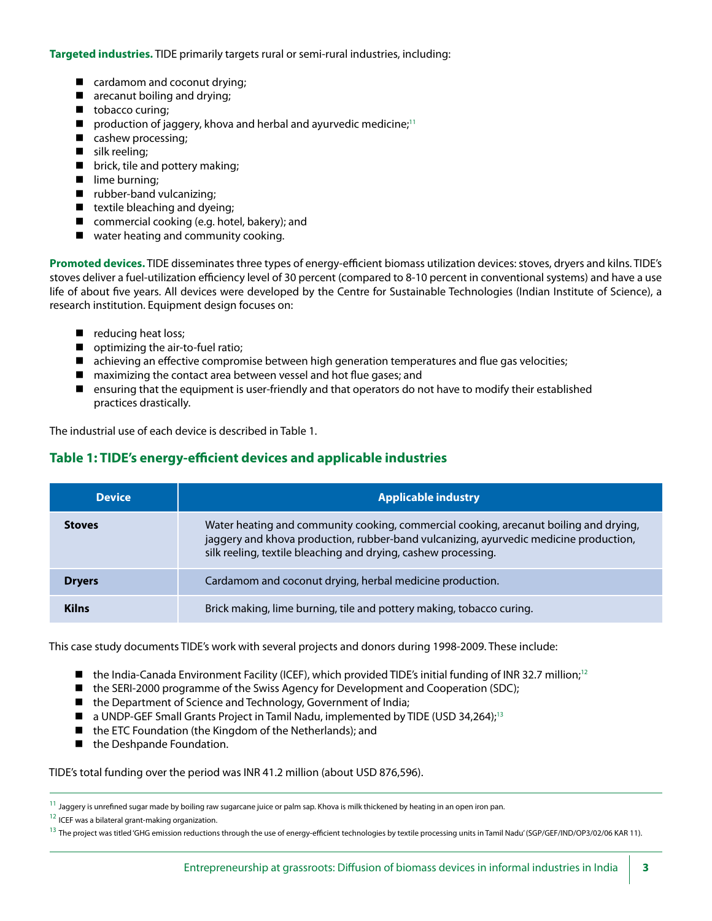**Targeted industries.** TIDE primarily targets rural or semi-rural industries, including:

- cardamom and coconut drying;
- arecanut boiling and drying;
- tobacco curing;
- production of jaggery, khova and herbal and ayurvedic medicine;[11]
- cashew processing;
- silk reeling;
- brick, tile and pottery making;
- lime burning;
- rubber-band vulcanizing;
- textile bleaching and dyeing;
- commercial cooking (e.g. hotel, bakery); and
- water heating and community cooking.

**Promoted devices.** TIDE disseminates three types of energy-efficient biomass utilization devices: stoves, dryers and kilns. TIDE's stoves deliver a fuel-utilization efficiency level of 30 percent (compared to 8-10 percent in conventional systems) and have a use life of about five years. All devices were developed by the Centre for Sustainable Technologies (Indian Institute of Science), a research institution. Equipment design focuses on:

- reducing heat loss;
- optimizing the air-to-fuel ratio;
- achieving an effective compromise between high generation temperatures and flue gas velocities;
- maximizing the contact area between vessel and hot flue gases; and
- ensuring that the equipment is user-friendly and that operators do not have to modify their established practices drastically.

The industrial use of each device is described in Table 1.

## Table 1: TIDE's energy-efficient devices and applicable industries

| Device | Applicable industry |
|---|---|
| **Stoves** | Water heating and community cooking, commercial cooking, arecanut boiling and drying, jaggery and khova production, rubber-band vulcanizing, ayurvedic medicine production, silk reeling, textile bleaching and drying, cashew processing. |
| **Dryers** | Cardamom and coconut drying, herbal medicine production. |
| **Kilns** | Brick making, lime burning, tile and pottery making, tobacco curing. |

This case study documents TIDE's work with several projects and donors during 1998-2009. These include:

- the India-Canada Environment Facility (ICEF), which provided TIDE's initial funding of INR 32.7 million;[12]
- the SERI-2000 programme of the Swiss Agency for Development and Cooperation (SDC);
- the Department of Science and Technology, Government of India;
- a UNDP-GEF Small Grants Project in Tamil Nadu, implemented by TIDE (USD 34,264);[13]
- the ETC Foundation (the Kingdom of the Netherlands); and
- the Deshpande Foundation.

TIDE's total funding over the period was INR 41.2 million (about USD 876,596).

---

[11] Jaggery is unrefined sugar made by boiling raw sugarcane juice or palm sap. Khova is milk thickened by heating in an open iron pan.

[12] ICEF was a bilateral grant-making organization.

[13] The project was titled 'GHG emission reductions through the use of energy-efficient technologies by textile processing units in Tamil Nadu' (SGP/GEF/IND/OP3/02/06 KAR 11).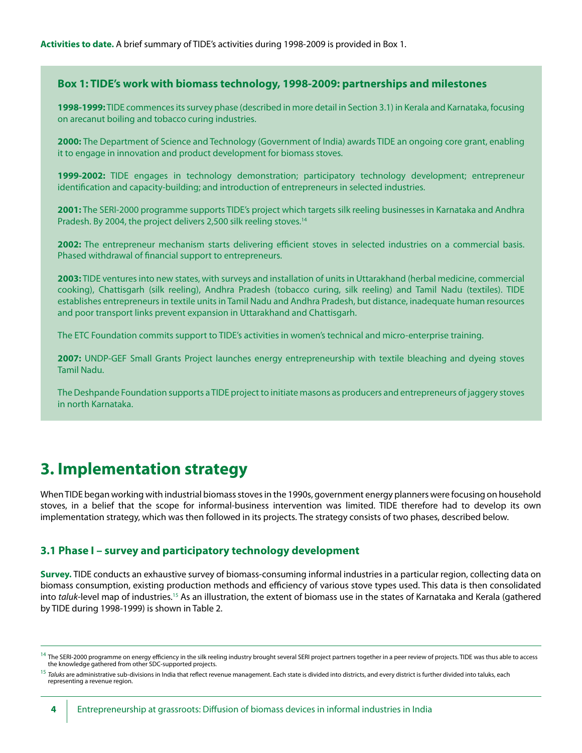**Activities to date.** A brief summary of TIDE's activities during 1998-2009 is provided in Box 1.

**Box 1: TIDE's work with biomass technology, 1998-2009: partnerships and milestones**

**1998-1999:** TIDE commences its survey phase (described in more detail in Section 3.1) in Kerala and Karnataka, focusing on arecanut boiling and tobacco curing industries.

**2000:** The Department of Science and Technology (Government of India) awards TIDE an ongoing core grant, enabling it to engage in innovation and product development for biomass stoves.

**1999-2002:** TIDE engages in technology demonstration; participatory technology development; entrepreneur identification and capacity-building; and introduction of entrepreneurs in selected industries.

**2001:** The SERI-2000 programme supports TIDE's project which targets silk reeling businesses in Karnataka and Andhra Pradesh. By 2004, the project delivers 2,500 silk reeling stoves.[14]

**2002:** The entrepreneur mechanism starts delivering efficient stoves in selected industries on a commercial basis. Phased withdrawal of financial support to entrepreneurs.

**2003:** TIDE ventures into new states, with surveys and installation of units in Uttarakhand (herbal medicine, commercial cooking), Chattisgarh (silk reeling), Andhra Pradesh (tobacco curing, silk reeling) and Tamil Nadu (textiles). TIDE establishes entrepreneurs in textile units in Tamil Nadu and Andhra Pradesh, but distance, inadequate human resources and poor transport links prevent expansion in Uttarakhand and Chattisgarh.

The ETC Foundation commits support to TIDE's activities in women's technical and micro-enterprise training.

**2007:** UNDP-GEF Small Grants Project launches energy entrepreneurship with textile bleaching and dyeing stoves Tamil Nadu.

The Deshpande Foundation supports a TIDE project to initiate masons as producers and entrepreneurs of jaggery stoves in north Karnataka.

# 3. Implementation strategy

When TIDE began working with industrial biomass stoves in the 1990s, government energy planners were focusing on household stoves, in a belief that the scope for informal-business intervention was limited. TIDE therefore had to develop its own implementation strategy, which was then followed in its projects. The strategy consists of two phases, described below.

## 3.1 Phase I – survey and participatory technology development

**Survey.** TIDE conducts an exhaustive survey of biomass-consuming informal industries in a particular region, collecting data on biomass consumption, existing production methods and efficiency of various stove types used. This data is then consolidated into *taluk*-level map of industries.[15] As an illustration, the extent of biomass use in the states of Karnataka and Kerala (gathered by TIDE during 1998-1999) is shown in Table 2.

[14] The SERI-2000 programme on energy efficiency in the silk reeling industry brought several SERI project partners together in a peer review of projects. TIDE was thus able to access the knowledge gathered from other SDC-supported projects.

[15] *Taluks* are administrative sub-divisions in India that reflect revenue management. Each state is divided into districts, and every district is further divided into taluks, each representing a revenue region.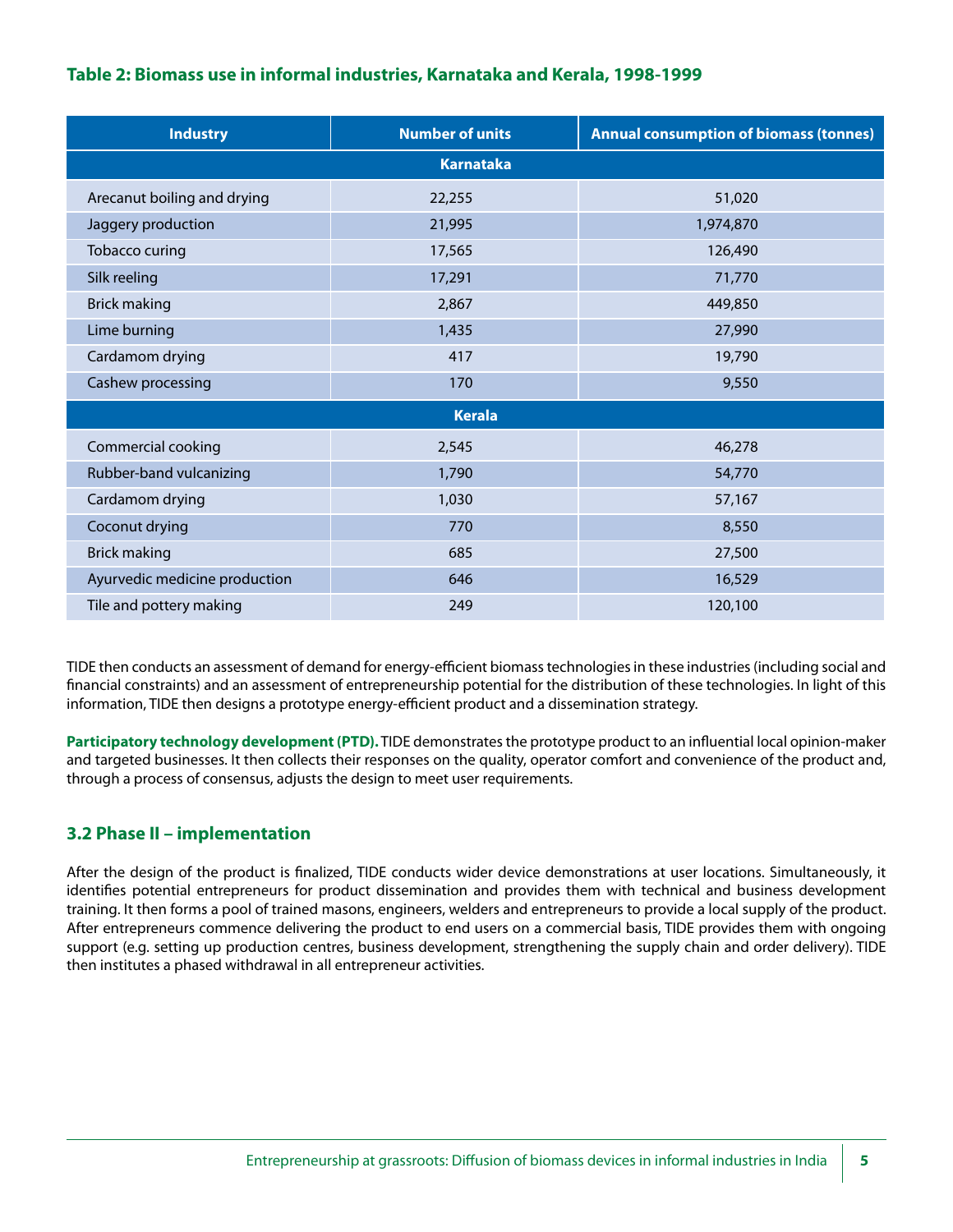**Table 2: Biomass use in informal industries, Karnataka and Kerala, 1998-1999**

| Industry | Number of units | Annual consumption of biomass (tonnes) |
|---|---|---|
| **Karnataka** | | |
| Arecanut boiling and drying | 22,255 | 51,020 |
| Jaggery production | 21,995 | 1,974,870 |
| Tobacco curing | 17,565 | 126,490 |
| Silk reeling | 17,291 | 71,770 |
| Brick making | 2,867 | 449,850 |
| Lime burning | 1,435 | 27,990 |
| Cardamom drying | 417 | 19,790 |
| Cashew processing | 170 | 9,550 |
| **Kerala** | | |
| Commercial cooking | 2,545 | 46,278 |
| Rubber-band vulcanizing | 1,790 | 54,770 |
| Cardamom drying | 1,030 | 57,167 |
| Coconut drying | 770 | 8,550 |
| Brick making | 685 | 27,500 |
| Ayurvedic medicine production | 646 | 16,529 |
| Tile and pottery making | 249 | 120,100 |

TIDE then conducts an assessment of demand for energy-efficient biomass technologies in these industries (including social and financial constraints) and an assessment of entrepreneurship potential for the distribution of these technologies. In light of this information, TIDE then designs a prototype energy-efficient product and a dissemination strategy.

**Participatory technology development (PTD).** TIDE demonstrates the prototype product to an influential local opinion-maker and targeted businesses. It then collects their responses on the quality, operator comfort and convenience of the product and, through a process of consensus, adjusts the design to meet user requirements.

## 3.2 Phase II – implementation

After the design of the product is finalized, TIDE conducts wider device demonstrations at user locations. Simultaneously, it identifies potential entrepreneurs for product dissemination and provides them with technical and business development training. It then forms a pool of trained masons, engineers, welders and entrepreneurs to provide a local supply of the product. After entrepreneurs commence delivering the product to end users on a commercial basis, TIDE provides them with ongoing support (e.g. setting up production centres, business development, strengthening the supply chain and order delivery). TIDE then institutes a phased withdrawal in all entrepreneur activities.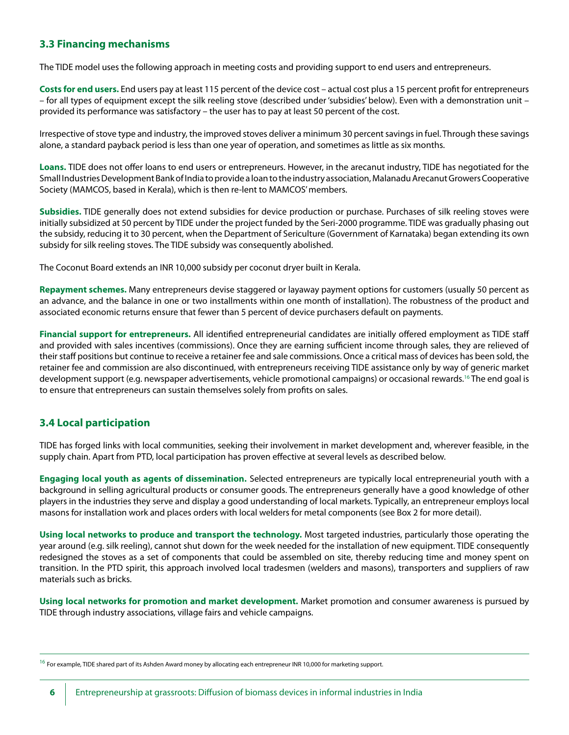## 3.3 Financing mechanisms

The TIDE model uses the following approach in meeting costs and providing support to end users and entrepreneurs.

**Costs for end users.** End users pay at least 115 percent of the device cost – actual cost plus a 15 percent profit for entrepreneurs – for all types of equipment except the silk reeling stove (described under 'subsidies' below). Even with a demonstration unit – provided its performance was satisfactory – the user has to pay at least 50 percent of the cost.

Irrespective of stove type and industry, the improved stoves deliver a minimum 30 percent savings in fuel. Through these savings alone, a standard payback period is less than one year of operation, and sometimes as little as six months.

**Loans.** TIDE does not offer loans to end users or entrepreneurs. However, in the arecanut industry, TIDE has negotiated for the Small Industries Development Bank of India to provide a loan to the industry association, Malanadu Arecanut Growers Cooperative Society (MAMCOS, based in Kerala), which is then re-lent to MAMCOS' members.

**Subsidies.** TIDE generally does not extend subsidies for device production or purchase. Purchases of silk reeling stoves were initially subsidized at 50 percent by TIDE under the project funded by the Seri-2000 programme. TIDE was gradually phasing out the subsidy, reducing it to 30 percent, when the Department of Sericulture (Government of Karnataka) began extending its own subsidy for silk reeling stoves. The TIDE subsidy was consequently abolished.

The Coconut Board extends an INR 10,000 subsidy per coconut dryer built in Kerala.

**Repayment schemes.** Many entrepreneurs devise staggered or layaway payment options for customers (usually 50 percent as an advance, and the balance in one or two installments within one month of installation). The robustness of the product and associated economic returns ensure that fewer than 5 percent of device purchasers default on payments.

**Financial support for entrepreneurs.** All identified entrepreneurial candidates are initially offered employment as TIDE staff and provided with sales incentives (commissions). Once they are earning sufficient income through sales, they are relieved of their staff positions but continue to receive a retainer fee and sale commissions. Once a critical mass of devices has been sold, the retainer fee and commission are also discontinued, with entrepreneurs receiving TIDE assistance only by way of generic market development support (e.g. newspaper advertisements, vehicle promotional campaigns) or occasional rewards.[16] The end goal is to ensure that entrepreneurs can sustain themselves solely from profits on sales.

## 3.4 Local participation

TIDE has forged links with local communities, seeking their involvement in market development and, wherever feasible, in the supply chain. Apart from PTD, local participation has proven effective at several levels as described below.

**Engaging local youth as agents of dissemination.** Selected entrepreneurs are typically local entrepreneurial youth with a background in selling agricultural products or consumer goods. The entrepreneurs generally have a good knowledge of other players in the industries they serve and display a good understanding of local markets. Typically, an entrepreneur employs local masons for installation work and places orders with local welders for metal components (see Box 2 for more detail).

**Using local networks to produce and transport the technology.** Most targeted industries, particularly those operating the year around (e.g. silk reeling), cannot shut down for the week needed for the installation of new equipment. TIDE consequently redesigned the stoves as a set of components that could be assembled on site, thereby reducing time and money spent on transition. In the PTD spirit, this approach involved local tradesmen (welders and masons), transporters and suppliers of raw materials such as bricks.

**Using local networks for promotion and market development.** Market promotion and consumer awareness is pursued by TIDE through industry associations, village fairs and vehicle campaigns.

---

[16] For example, TIDE shared part of its Ashden Award money by allocating each entrepreneur INR 10,000 for marketing support.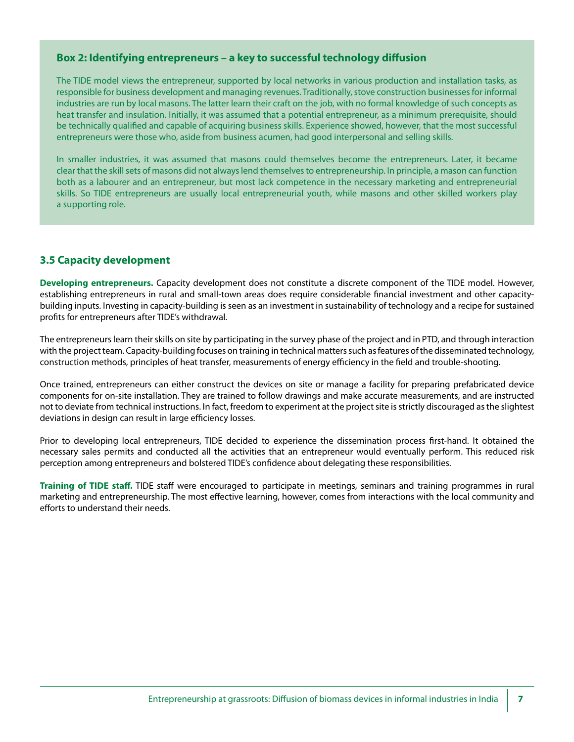### Box 2: Identifying entrepreneurs – a key to successful technology diffusion

The TIDE model views the entrepreneur, supported by local networks in various production and installation tasks, as responsible for business development and managing revenues. Traditionally, stove construction businesses for informal industries are run by local masons. The latter learn their craft on the job, with no formal knowledge of such concepts as heat transfer and insulation. Initially, it was assumed that a potential entrepreneur, as a minimum prerequisite, should be technically qualified and capable of acquiring business skills. Experience showed, however, that the most successful entrepreneurs were those who, aside from business acumen, had good interpersonal and selling skills.

In smaller industries, it was assumed that masons could themselves become the entrepreneurs. Later, it became clear that the skill sets of masons did not always lend themselves to entrepreneurship. In principle, a mason can function both as a labourer and an entrepreneur, but most lack competence in the necessary marketing and entrepreneurial skills. So TIDE entrepreneurs are usually local entrepreneurial youth, while masons and other skilled workers play a supporting role.

## 3.5 Capacity development

**Developing entrepreneurs.** Capacity development does not constitute a discrete component of the TIDE model. However, establishing entrepreneurs in rural and small-town areas does require considerable financial investment and other capacity-building inputs. Investing in capacity-building is seen as an investment in sustainability of technology and a recipe for sustained profits for entrepreneurs after TIDE's withdrawal.

The entrepreneurs learn their skills on site by participating in the survey phase of the project and in PTD, and through interaction with the project team. Capacity-building focuses on training in technical matters such as features of the disseminated technology, construction methods, principles of heat transfer, measurements of energy efficiency in the field and trouble-shooting.

Once trained, entrepreneurs can either construct the devices on site or manage a facility for preparing prefabricated device components for on-site installation. They are trained to follow drawings and make accurate measurements, and are instructed not to deviate from technical instructions. In fact, freedom to experiment at the project site is strictly discouraged as the slightest deviations in design can result in large efficiency losses.

Prior to developing local entrepreneurs, TIDE decided to experience the dissemination process first-hand. It obtained the necessary sales permits and conducted all the activities that an entrepreneur would eventually perform. This reduced risk perception among entrepreneurs and bolstered TIDE's confidence about delegating these responsibilities.

**Training of TIDE staff.** TIDE staff were encouraged to participate in meetings, seminars and training programmes in rural marketing and entrepreneurship. The most effective learning, however, comes from interactions with the local community and efforts to understand their needs.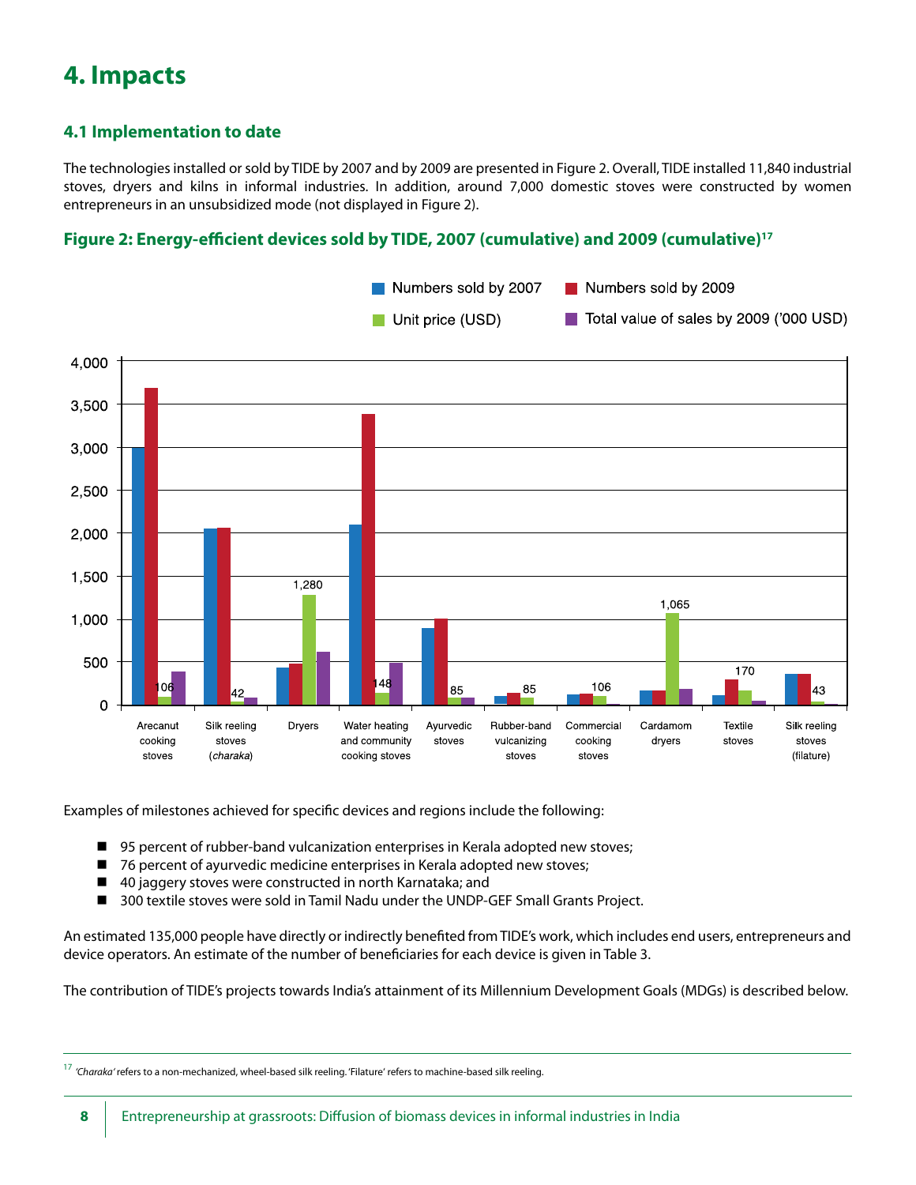# 4. Impacts

## 4.1 Implementation to date

The technologies installed or sold by TIDE by 2007 and by 2009 are presented in Figure 2. Overall, TIDE installed 11,840 industrial stoves, dryers and kilns in informal industries. In addition, around 7,000 domestic stoves were constructed by women entrepreneurs in an unsubsidized mode (not displayed in Figure 2).

### Figure 2: Energy-efficient devices sold by TIDE, 2007 (cumulative) and 2009 (cumulative)[17]

Numbers sold by 2007 | Numbers sold by 2009 | Unit price (USD) | Total value of sales by 2009 ('000 USD)

4,000 | 3,500 | 3,000 | 2,500 | 2,000 | 1,500 | 1,000 | 500 | 0

1,280 | 1,065 | 106 | 42 | 148 | 85 | 85 | 106 | 170 | 43

Arecanut cooking stoves | Silk reeling stoves (*charaka*) | Dryers | Water heating and community cooking stoves | Ayurvedic stoves | Rubber-band vulcanizing stoves | Commercial cooking stoves | Cardamom dryers | Textile stoves | Silk reeling stoves (filature)

Examples of milestones achieved for specific devices and regions include the following:

- 95 percent of rubber-band vulcanization enterprises in Kerala adopted new stoves;
- 76 percent of ayurvedic medicine enterprises in Kerala adopted new stoves;
- 40 jaggery stoves were constructed in north Karnataka; and
- 300 textile stoves were sold in Tamil Nadu under the UNDP-GEF Small Grants Project.

An estimated 135,000 people have directly or indirectly benefited from TIDE's work, which includes end users, entrepreneurs and device operators. An estimate of the number of beneficiaries for each device is given in Table 3.

The contribution of TIDE's projects towards India's attainment of its Millennium Development Goals (MDGs) is described below.

---

[17] *'Charaka'* refers to a non-mechanized, wheel-based silk reeling. 'Filature' refers to machine-based silk reeling.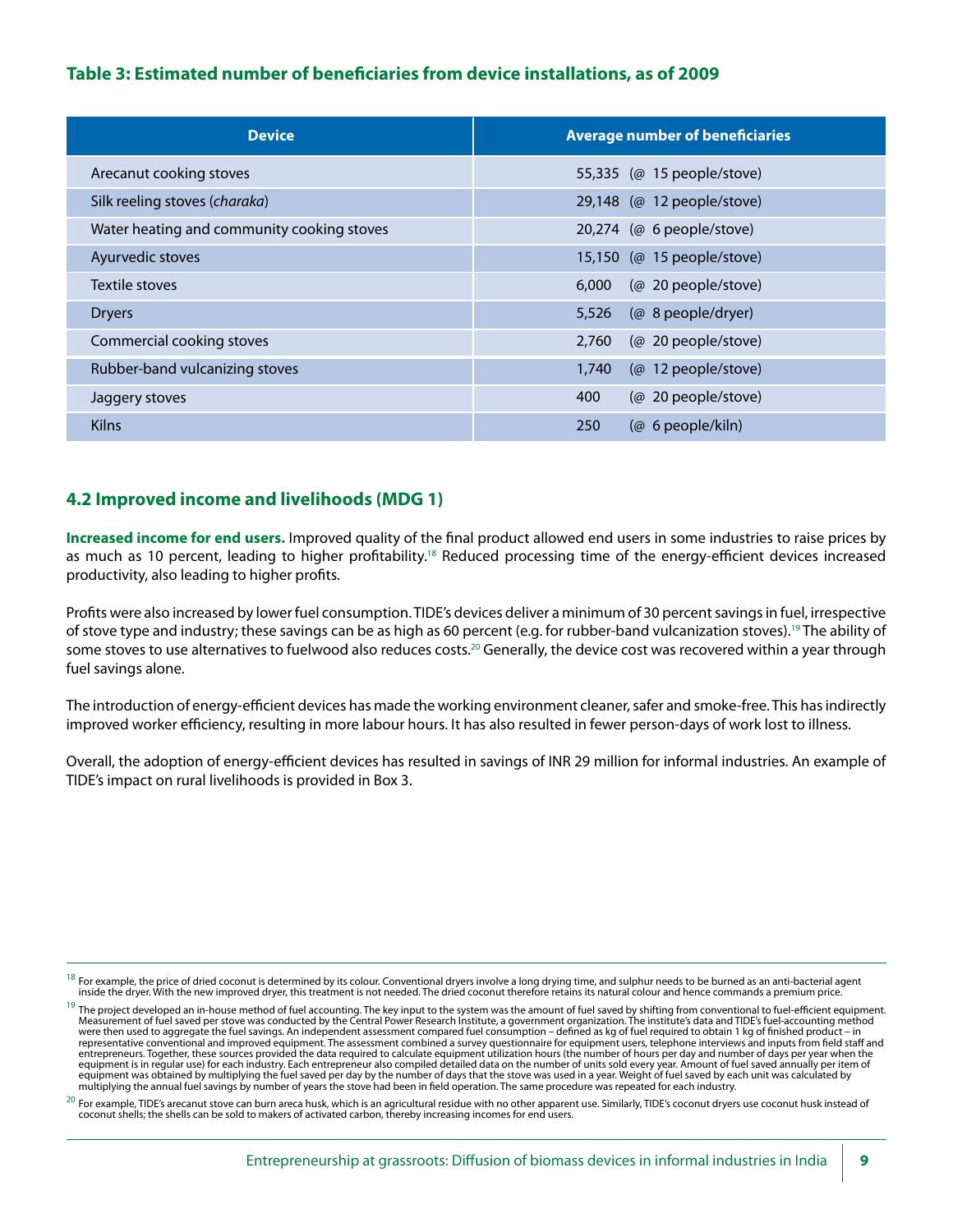**Table 3: Estimated number of beneficiaries from device installations, as of 2009**

| Device | Average number of beneficiaries |
|---|---|
| Arecanut cooking stoves | 55,335 (@ 15 people/stove) |
| Silk reeling stoves (*charaka*) | 29,148 (@ 12 people/stove) |
| Water heating and community cooking stoves | 20,274 (@ 6 people/stove) |
| Ayurvedic stoves | 15,150 (@ 15 people/stove) |
| Textile stoves | 6,000 (@ 20 people/stove) |
| Dryers | 5,526 (@ 8 people/dryer) |
| Commercial cooking stoves | 2,760 (@ 20 people/stove) |
| Rubber-band vulcanizing stoves | 1,740 (@ 12 people/stove) |
| Jaggery stoves | 400 (@ 20 people/stove) |
| Kilns | 250 (@ 6 people/kiln) |

## 4.2 Improved income and livelihoods (MDG 1)

**Increased income for end users.** Improved quality of the final product allowed end users in some industries to raise prices by as much as 10 percent, leading to higher profitability.[18] Reduced processing time of the energy-efficient devices increased productivity, also leading to higher profits.

Profits were also increased by lower fuel consumption. TIDE's devices deliver a minimum of 30 percent savings in fuel, irrespective of stove type and industry; these savings can be as high as 60 percent (e.g. for rubber-band vulcanization stoves).[19] The ability of some stoves to use alternatives to fuelwood also reduces costs.[20] Generally, the device cost was recovered within a year through fuel savings alone.

The introduction of energy-efficient devices has made the working environment cleaner, safer and smoke-free. This has indirectly improved worker efficiency, resulting in more labour hours. It has also resulted in fewer person-days of work lost to illness.

Overall, the adoption of energy-efficient devices has resulted in savings of INR 29 million for informal industries. An example of TIDE's impact on rural livelihoods is provided in Box 3.

---

[18] For example, the price of dried coconut is determined by its colour. Conventional dryers involve a long drying time, and sulphur needs to be burned as an anti-bacterial agent inside the dryer. With the new improved dryer, this treatment is not needed. The dried coconut therefore retains its natural colour and hence commands a premium price.

[19] The project developed an in-house method of fuel accounting. The key input to the system was the amount of fuel saved by shifting from conventional to fuel-efficient equipment. Measurement of fuel saved per stove was conducted by the Central Power Research Institute, a government organization. The institute's data and TIDE's fuel-accounting method were then used to aggregate the fuel savings. An independent assessment compared fuel consumption – defined as kg of fuel required to obtain 1 kg of finished product – in representative conventional and improved equipment. The assessment combined a survey questionnaire for equipment users, telephone interviews and inputs from field staff and entrepreneurs. Together, these sources provided the data required to calculate equipment utilization hours (the number of hours per day and number of days per year when the equipment is in regular use) for each industry. Each entrepreneur also compiled detailed data on the number of units sold every year. Amount of fuel saved annually per item of equipment was obtained by multiplying the fuel saved per day by the number of days that the stove was used in a year. Weight of fuel saved by each unit was calculated by multiplying the annual fuel savings by number of years the stove had been in field operation. The same procedure was repeated for each industry.

[20] For example, TIDE's arecanut stove can burn areca husk, which is an agricultural residue with no other apparent use. Similarly, TIDE's coconut dryers use coconut husk instead of coconut shells; the shells can be sold to makers of activated carbon, thereby increasing incomes for end users.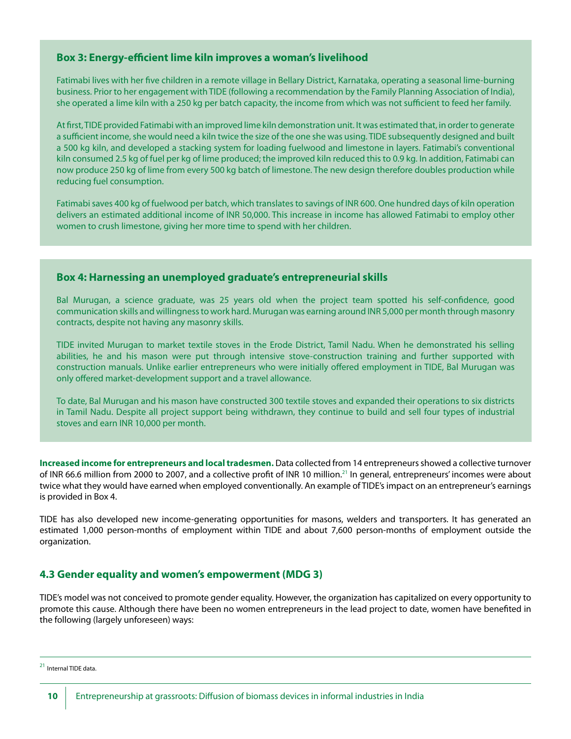### Box 3: Energy-efficient lime kiln improves a woman's livelihood

Fatimabi lives with her five children in a remote village in Bellary District, Karnataka, operating a seasonal lime-burning business. Prior to her engagement with TIDE (following a recommendation by the Family Planning Association of India), she operated a lime kiln with a 250 kg per batch capacity, the income from which was not sufficient to feed her family.

At first, TIDE provided Fatimabi with an improved lime kiln demonstration unit. It was estimated that, in order to generate a sufficient income, she would need a kiln twice the size of the one she was using. TIDE subsequently designed and built a 500 kg kiln, and developed a stacking system for loading fuelwood and limestone in layers. Fatimabi's conventional kiln consumed 2.5 kg of fuel per kg of lime produced; the improved kiln reduced this to 0.9 kg. In addition, Fatimabi can now produce 250 kg of lime from every 500 kg batch of limestone. The new design therefore doubles production while reducing fuel consumption.

Fatimabi saves 400 kg of fuelwood per batch, which translates to savings of INR 600. One hundred days of kiln operation delivers an estimated additional income of INR 50,000. This increase in income has allowed Fatimabi to employ other women to crush limestone, giving her more time to spend with her children.

### Box 4: Harnessing an unemployed graduate's entrepreneurial skills

Bal Murugan, a science graduate, was 25 years old when the project team spotted his self-confidence, good communication skills and willingness to work hard. Murugan was earning around INR 5,000 per month through masonry contracts, despite not having any masonry skills.

TIDE invited Murugan to market textile stoves in the Erode District, Tamil Nadu. When he demonstrated his selling abilities, he and his mason were put through intensive stove-construction training and further supported with construction manuals. Unlike earlier entrepreneurs who were initially offered employment in TIDE, Bal Murugan was only offered market-development support and a travel allowance.

To date, Bal Murugan and his mason have constructed 300 textile stoves and expanded their operations to six districts in Tamil Nadu. Despite all project support being withdrawn, they continue to build and sell four types of industrial stoves and earn INR 10,000 per month.

**Increased income for entrepreneurs and local tradesmen.** Data collected from 14 entrepreneurs showed a collective turnover of INR 66.6 million from 2000 to 2007, and a collective profit of INR 10 million.[21] In general, entrepreneurs' incomes were about twice what they would have earned when employed conventionally. An example of TIDE's impact on an entrepreneur's earnings is provided in Box 4.

TIDE has also developed new income-generating opportunities for masons, welders and transporters. It has generated an estimated 1,000 person-months of employment within TIDE and about 7,600 person-months of employment outside the organization.

## 4.3 Gender equality and women's empowerment (MDG 3)

TIDE's model was not conceived to promote gender equality. However, the organization has capitalized on every opportunity to promote this cause. Although there have been no women entrepreneurs in the lead project to date, women have benefited in the following (largely unforeseen) ways:

[21] Internal TIDE data.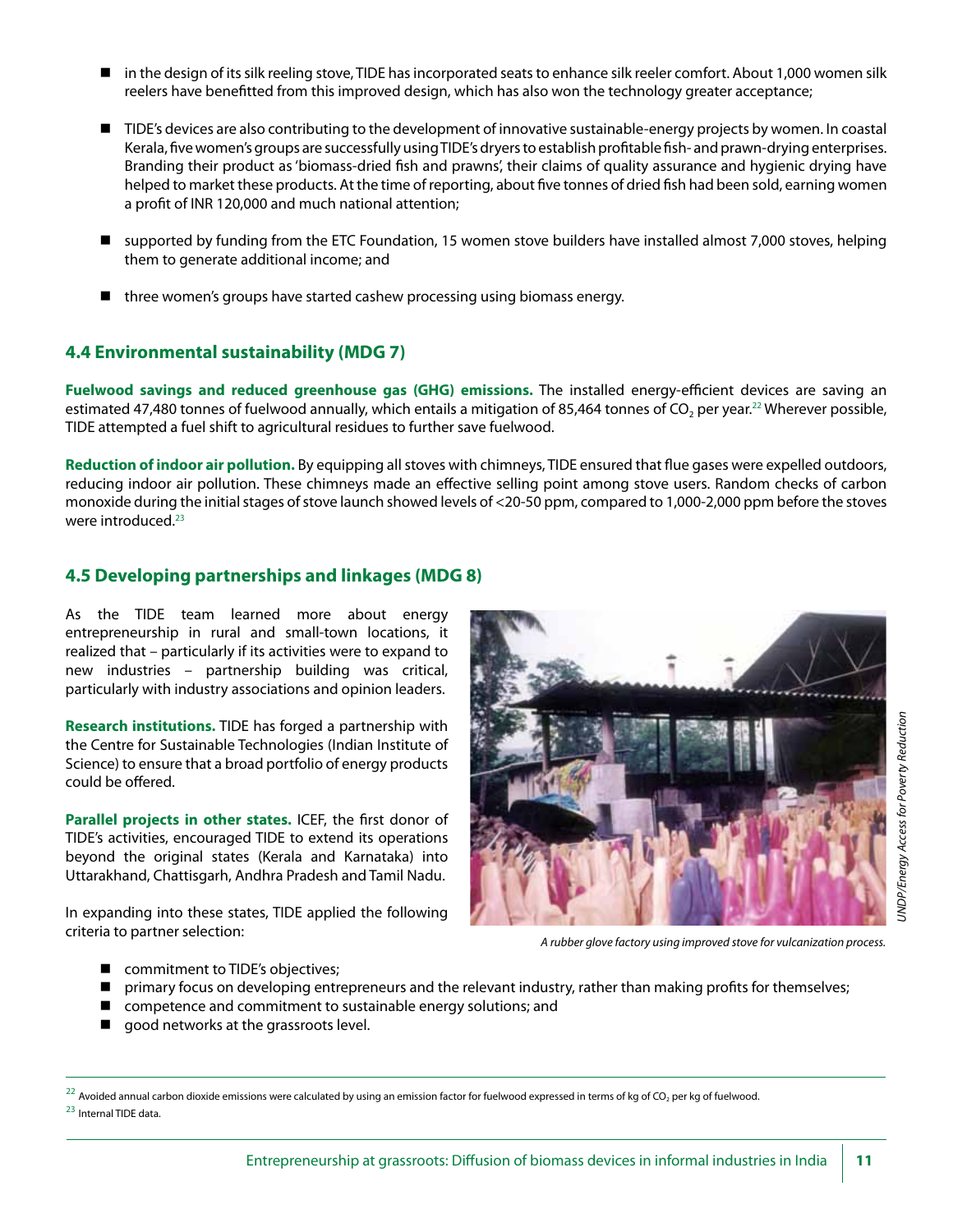- in the design of its silk reeling stove, TIDE has incorporated seats to enhance silk reeler comfort. About 1,000 women silk reelers have benefitted from this improved design, which has also won the technology greater acceptance;
- TIDE's devices are also contributing to the development of innovative sustainable-energy projects by women. In coastal Kerala, five women's groups are successfully using TIDE's dryers to establish profitable fish- and prawn-drying enterprises. Branding their product as 'biomass-dried fish and prawns', their claims of quality assurance and hygienic drying have helped to market these products. At the time of reporting, about five tonnes of dried fish had been sold, earning women a profit of INR 120,000 and much national attention;
- supported by funding from the ETC Foundation, 15 women stove builders have installed almost 7,000 stoves, helping them to generate additional income; and
- three women's groups have started cashew processing using biomass energy.

## 4.4 Environmental sustainability (MDG 7)

**Fuelwood savings and reduced greenhouse gas (GHG) emissions.** The installed energy-efficient devices are saving an estimated 47,480 tonnes of fuelwood annually, which entails a mitigation of 85,464 tonnes of $CO_2$ per year.[22] Wherever possible, TIDE attempted a fuel shift to agricultural residues to further save fuelwood.

**Reduction of indoor air pollution.** By equipping all stoves with chimneys, TIDE ensured that flue gases were expelled outdoors, reducing indoor air pollution. These chimneys made an effective selling point among stove users. Random checks of carbon monoxide during the initial stages of stove launch showed levels of <20-50 ppm, compared to 1,000-2,000 ppm before the stoves were introduced.[23]

## 4.5 Developing partnerships and linkages (MDG 8)

As the TIDE team learned more about energy entrepreneurship in rural and small-town locations, it realized that – particularly if its activities were to expand to new industries – partnership building was critical, particularly with industry associations and opinion leaders.

**Research institutions.** TIDE has forged a partnership with the Centre for Sustainable Technologies (Indian Institute of Science) to ensure that a broad portfolio of energy products could be offered.

**Parallel projects in other states.** ICEF, the first donor of TIDE's activities, encouraged TIDE to extend its operations beyond the original states (Kerala and Karnataka) into Uttarakhand, Chattisgarh, Andhra Pradesh and Tamil Nadu.

In expanding into these states, TIDE applied the following criteria to partner selection:

*A rubber glove factory using improved stove for vulcanization process.*

- commitment to TIDE's objectives;
- primary focus on developing entrepreneurs and the relevant industry, rather than making profits for themselves;
- competence and commitment to sustainable energy solutions; and
- good networks at the grassroots level.

---

[22] Avoided annual carbon dioxide emissions were calculated by using an emission factor for fuelwood expressed in terms of kg of $CO_2$ per kg of fuelwood.

[23] Internal TIDE data.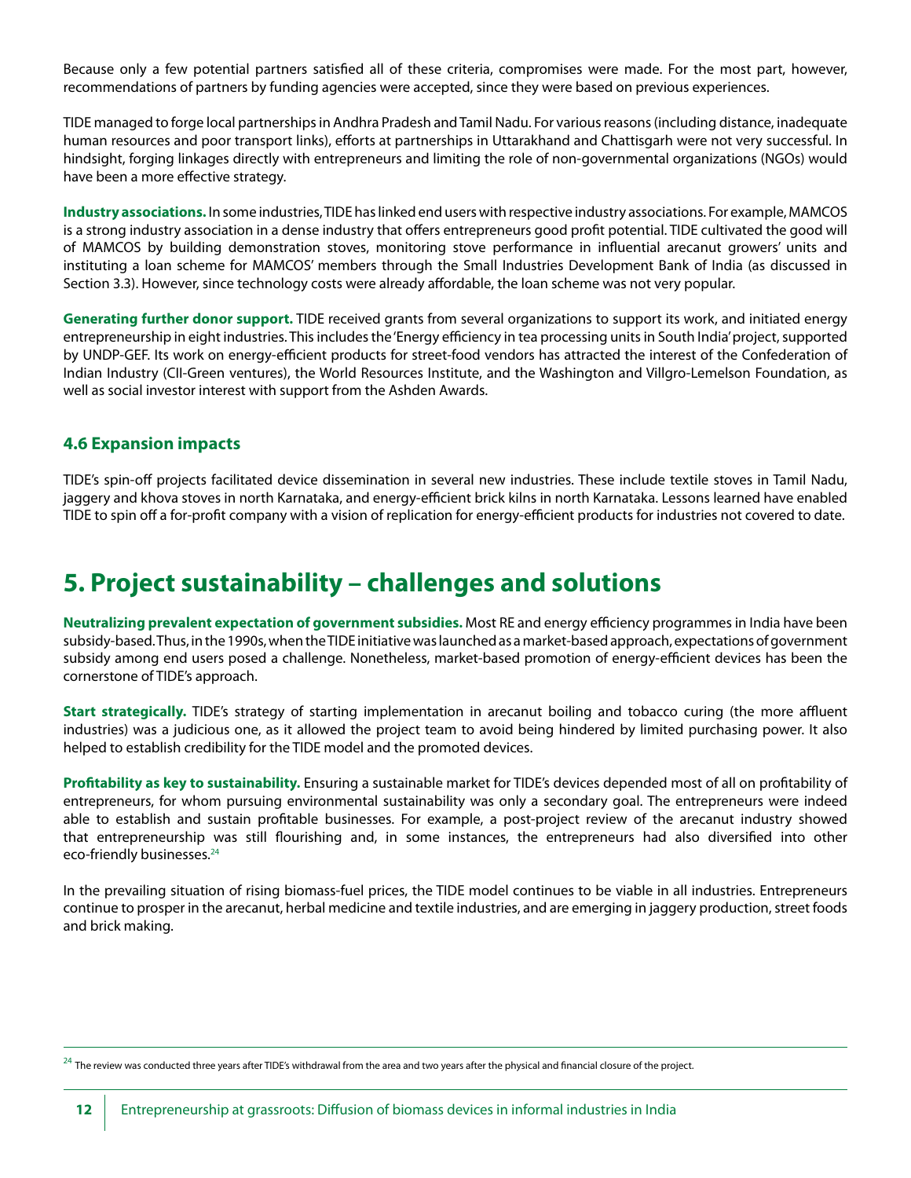Because only a few potential partners satisfied all of these criteria, compromises were made. For the most part, however, recommendations of partners by funding agencies were accepted, since they were based on previous experiences.

TIDE managed to forge local partnerships in Andhra Pradesh and Tamil Nadu. For various reasons (including distance, inadequate human resources and poor transport links), efforts at partnerships in Uttarakhand and Chattisgarh were not very successful. In hindsight, forging linkages directly with entrepreneurs and limiting the role of non-governmental organizations (NGOs) would have been a more effective strategy.

**Industry associations.** In some industries, TIDE has linked end users with respective industry associations. For example, MAMCOS is a strong industry association in a dense industry that offers entrepreneurs good profit potential. TIDE cultivated the good will of MAMCOS by building demonstration stoves, monitoring stove performance in influential arecanut growers' units and instituting a loan scheme for MAMCOS' members through the Small Industries Development Bank of India (as discussed in Section 3.3). However, since technology costs were already affordable, the loan scheme was not very popular.

**Generating further donor support.** TIDE received grants from several organizations to support its work, and initiated energy entrepreneurship in eight industries. This includes the 'Energy efficiency in tea processing units in South India' project, supported by UNDP-GEF. Its work on energy-efficient products for street-food vendors has attracted the interest of the Confederation of Indian Industry (CII-Green ventures), the World Resources Institute, and the Washington and Villgro-Lemelson Foundation, as well as social investor interest with support from the Ashden Awards.

### 4.6 Expansion impacts

TIDE's spin-off projects facilitated device dissemination in several new industries. These include textile stoves in Tamil Nadu, jaggery and khova stoves in north Karnataka, and energy-efficient brick kilns in north Karnataka. Lessons learned have enabled TIDE to spin off a for-profit company with a vision of replication for energy-efficient products for industries not covered to date.

## 5. Project sustainability – challenges and solutions

**Neutralizing prevalent expectation of government subsidies.** Most RE and energy efficiency programmes in India have been subsidy-based. Thus, in the 1990s, when the TIDE initiative was launched as a market-based approach, expectations of government subsidy among end users posed a challenge. Nonetheless, market-based promotion of energy-efficient devices has been the cornerstone of TIDE's approach.

**Start strategically.** TIDE's strategy of starting implementation in arecanut boiling and tobacco curing (the more affluent industries) was a judicious one, as it allowed the project team to avoid being hindered by limited purchasing power. It also helped to establish credibility for the TIDE model and the promoted devices.

**Profitability as key to sustainability.** Ensuring a sustainable market for TIDE's devices depended most of all on profitability of entrepreneurs, for whom pursuing environmental sustainability was only a secondary goal. The entrepreneurs were indeed able to establish and sustain profitable businesses. For example, a post-project review of the arecanut industry showed that entrepreneurship was still flourishing and, in some instances, the entrepreneurs had also diversified into other eco-friendly businesses.[24]

In the prevailing situation of rising biomass-fuel prices, the TIDE model continues to be viable in all industries. Entrepreneurs continue to prosper in the arecanut, herbal medicine and textile industries, and are emerging in jaggery production, street foods and brick making.

[24] The review was conducted three years after TIDE's withdrawal from the area and two years after the physical and financial closure of the project.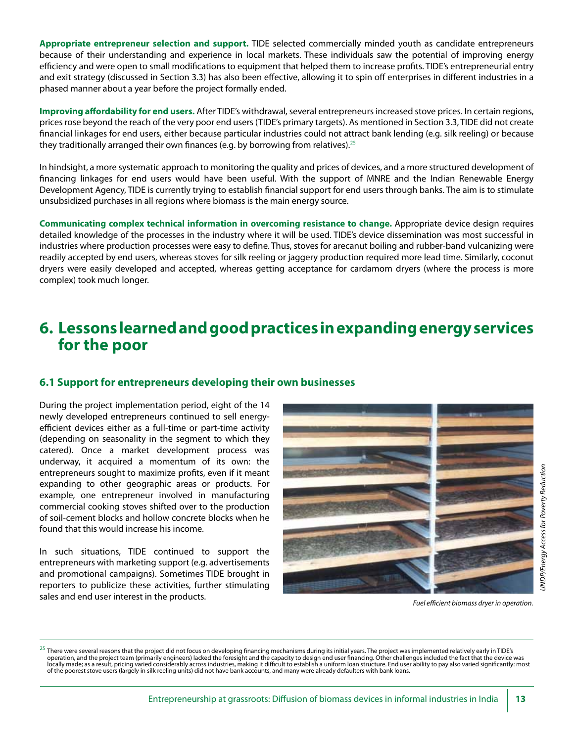**Appropriate entrepreneur selection and support.** TIDE selected commercially minded youth as candidate entrepreneurs because of their understanding and experience in local markets. These individuals saw the potential of improving energy efficiency and were open to small modifications to equipment that helped them to increase profits. TIDE's entrepreneurial entry and exit strategy (discussed in Section 3.3) has also been effective, allowing it to spin off enterprises in different industries in a phased manner about a year before the project formally ended.

**Improving affordability for end users.** After TIDE's withdrawal, several entrepreneurs increased stove prices. In certain regions, prices rose beyond the reach of the very poor end users (TIDE's primary targets). As mentioned in Section 3.3, TIDE did not create financial linkages for end users, either because particular industries could not attract bank lending (e.g. silk reeling) or because they traditionally arranged their own finances (e.g. by borrowing from relatives).[25]

In hindsight, a more systematic approach to monitoring the quality and prices of devices, and a more structured development of financing linkages for end users would have been useful. With the support of MNRE and the Indian Renewable Energy Development Agency, TIDE is currently trying to establish financial support for end users through banks. The aim is to stimulate unsubsidized purchases in all regions where biomass is the main energy source.

**Communicating complex technical information in overcoming resistance to change.** Appropriate device design requires detailed knowledge of the processes in the industry where it will be used. TIDE's device dissemination was most successful in industries where production processes were easy to define. Thus, stoves for arecanut boiling and rubber-band vulcanizing were readily accepted by end users, whereas stoves for silk reeling or jaggery production required more lead time. Similarly, coconut dryers were easily developed and accepted, whereas getting acceptance for cardamom dryers (where the process is more complex) took much longer.

# 6. Lessons learned and good practices in expanding energy services for the poor

## 6.1 Support for entrepreneurs developing their own businesses

During the project implementation period, eight of the 14 newly developed entrepreneurs continued to sell energy-efficient devices either as a full-time or part-time activity (depending on seasonality in the segment to which they catered). Once a market development process was underway, it acquired a momentum of its own: the entrepreneurs sought to maximize profits, even if it meant expanding to other geographic areas or products. For example, one entrepreneur involved in manufacturing commercial cooking stoves shifted over to the production of soil-cement blocks and hollow concrete blocks when he found that this would increase his income.

In such situations, TIDE continued to support the entrepreneurs with marketing support (e.g. advertisements and promotional campaigns). Sometimes TIDE brought in reporters to publicize these activities, further stimulating sales and end user interest in the products.

*Fuel efficient biomass dryer in operation.*

*UNDP/Energy Access for Poverty Reduction*

[25] There were several reasons that the project did not focus on developing financing mechanisms during its initial years. The project was implemented relatively early in TIDE's operation, and the project team (primarily engineers) lacked the foresight and the capacity to design end user financing. Other challenges included the fact that the device was locally made; as a result, pricing varied considerably across industries, making it difficult to establish a uniform loan structure. End user ability to pay also varied significantly: most of the poorest stove users (largely in silk reeling units) did not have bank accounts, and many were already defaulters with bank loans.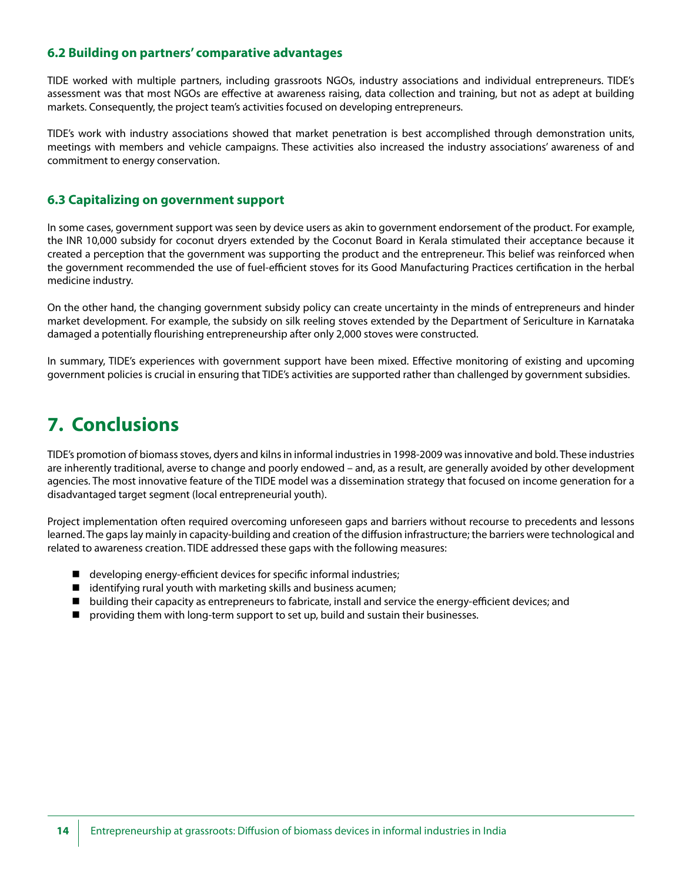### 6.2 Building on partners' comparative advantages

TIDE worked with multiple partners, including grassroots NGOs, industry associations and individual entrepreneurs. TIDE's assessment was that most NGOs are effective at awareness raising, data collection and training, but not as adept at building markets. Consequently, the project team's activities focused on developing entrepreneurs.

TIDE's work with industry associations showed that market penetration is best accomplished through demonstration units, meetings with members and vehicle campaigns. These activities also increased the industry associations' awareness of and commitment to energy conservation.

### 6.3 Capitalizing on government support

In some cases, government support was seen by device users as akin to government endorsement of the product. For example, the INR 10,000 subsidy for coconut dryers extended by the Coconut Board in Kerala stimulated their acceptance because it created a perception that the government was supporting the product and the entrepreneur. This belief was reinforced when the government recommended the use of fuel-efficient stoves for its Good Manufacturing Practices certification in the herbal medicine industry.

On the other hand, the changing government subsidy policy can create uncertainty in the minds of entrepreneurs and hinder market development. For example, the subsidy on silk reeling stoves extended by the Department of Sericulture in Karnataka damaged a potentially flourishing entrepreneurship after only 2,000 stoves were constructed.

In summary, TIDE's experiences with government support have been mixed. Effective monitoring of existing and upcoming government policies is crucial in ensuring that TIDE's activities are supported rather than challenged by government subsidies.

## 7. Conclusions

TIDE's promotion of biomass stoves, dyers and kilns in informal industries in 1998-2009 was innovative and bold. These industries are inherently traditional, averse to change and poorly endowed – and, as a result, are generally avoided by other development agencies. The most innovative feature of the TIDE model was a dissemination strategy that focused on income generation for a disadvantaged target segment (local entrepreneurial youth).

Project implementation often required overcoming unforeseen gaps and barriers without recourse to precedents and lessons learned. The gaps lay mainly in capacity-building and creation of the diffusion infrastructure; the barriers were technological and related to awareness creation. TIDE addressed these gaps with the following measures:

- developing energy-efficient devices for specific informal industries;
- identifying rural youth with marketing skills and business acumen;
- building their capacity as entrepreneurs to fabricate, install and service the energy-efficient devices; and
- providing them with long-term support to set up, build and sustain their businesses.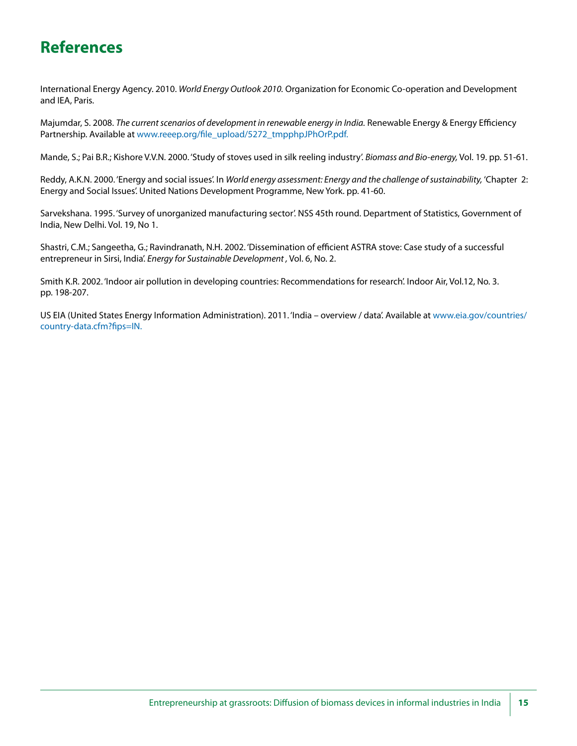# References

International Energy Agency. 2010. *World Energy Outlook 2010.* Organization for Economic Co-operation and Development and IEA, Paris.

Majumdar, S. 2008. *The current scenarios of development in renewable energy in India.* Renewable Energy & Energy Efficiency Partnership. Available at www.reeep.org/file_upload/5272_tmpphpJPhOrP.pdf.

Mande, S.; Pai B.R.; Kishore V.V.N. 2000. 'Study of stoves used in silk reeling industry'. *Biomass and Bio-energy,* Vol. 19. pp. 51-61.

Reddy, A.K.N. 2000. 'Energy and social issues'. In *World energy assessment: Energy and the challenge of sustainability,* 'Chapter 2: Energy and Social Issues'. United Nations Development Programme, New York. pp. 41-60.

Sarvekshana. 1995. 'Survey of unorganized manufacturing sector'. NSS 45th round. Department of Statistics, Government of India, New Delhi. Vol. 19, No 1.

Shastri, C.M.; Sangeetha, G.; Ravindranath, N.H. 2002. 'Dissemination of efficient ASTRA stove: Case study of a successful entrepreneur in Sirsi, India'. *Energy for Sustainable Development ,* Vol. 6, No. 2.

Smith K.R. 2002. 'Indoor air pollution in developing countries: Recommendations for research'. Indoor Air, Vol.12, No. 3. pp. 198-207.

US EIA (United States Energy Information Administration). 2011. 'India – overview / data'. Available at www.eia.gov/countries/country-data.cfm?fips=IN.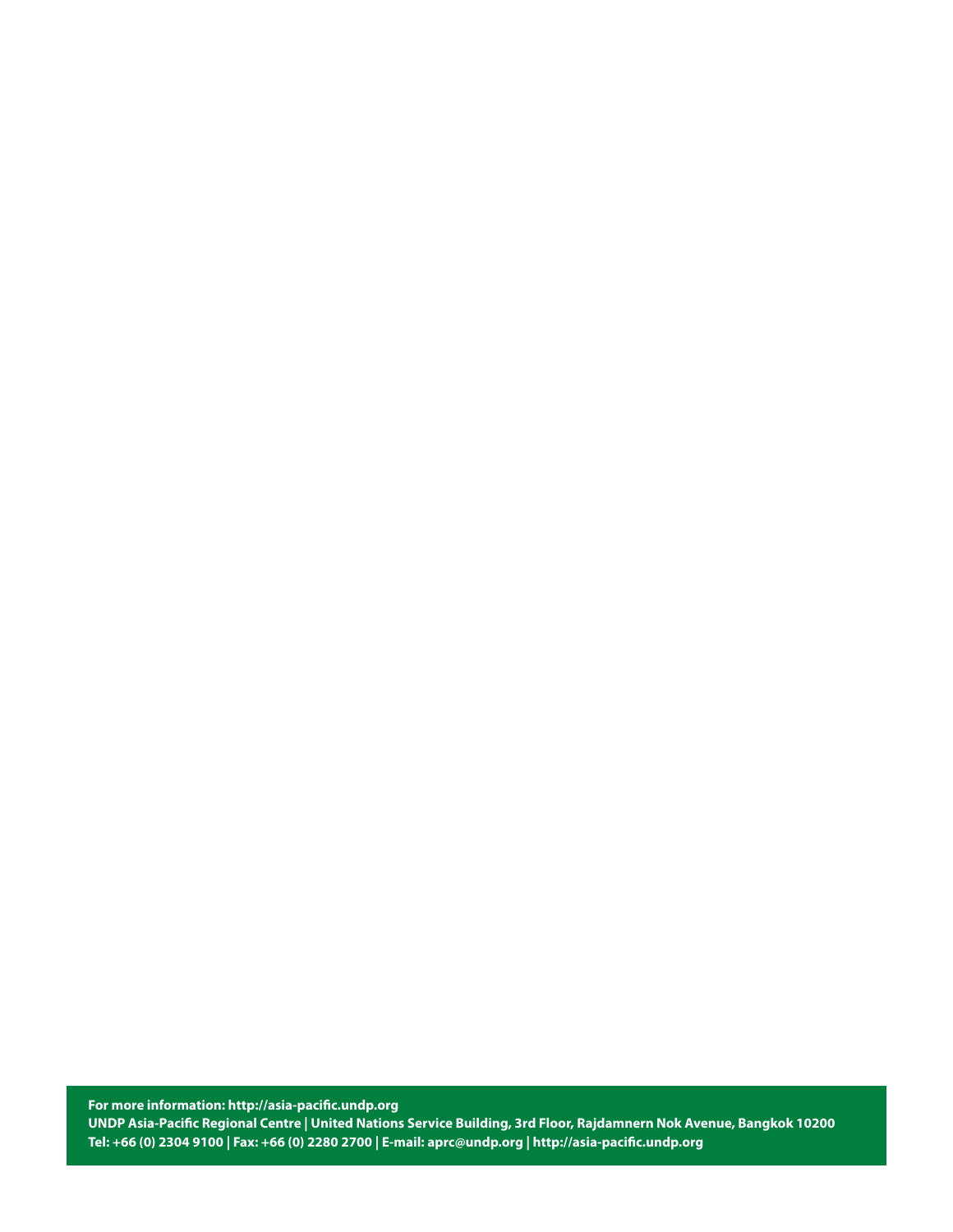**For more information: http://asia-pacific.undp.org**

**UNDP Asia-Pacific Regional Centre | United Nations Service Building, 3rd Floor, Rajdamnern Nok Avenue, Bangkok 10200**

**Tel: +66 (0) 2304 9100 | Fax: +66 (0) 2280 2700 | E-mail: aprc@undp.org | http://asia-pacific.undp.org**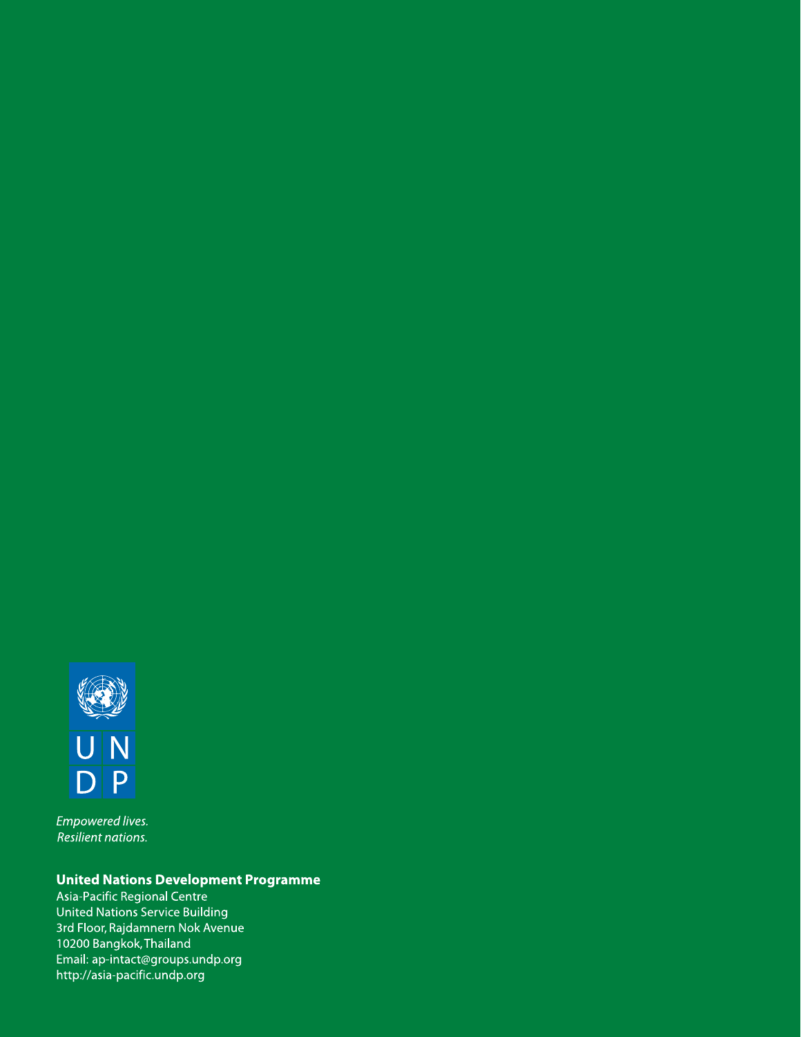U N
D P

*Empowered lives.*
*Resilient nations.*

**United Nations Development Programme**
Asia-Pacific Regional Centre
United Nations Service Building
3rd Floor, Rajdamnern Nok Avenue
10200 Bangkok, Thailand
Email: ap-intact@groups.undp.org
http://asia-pacific.undp.org